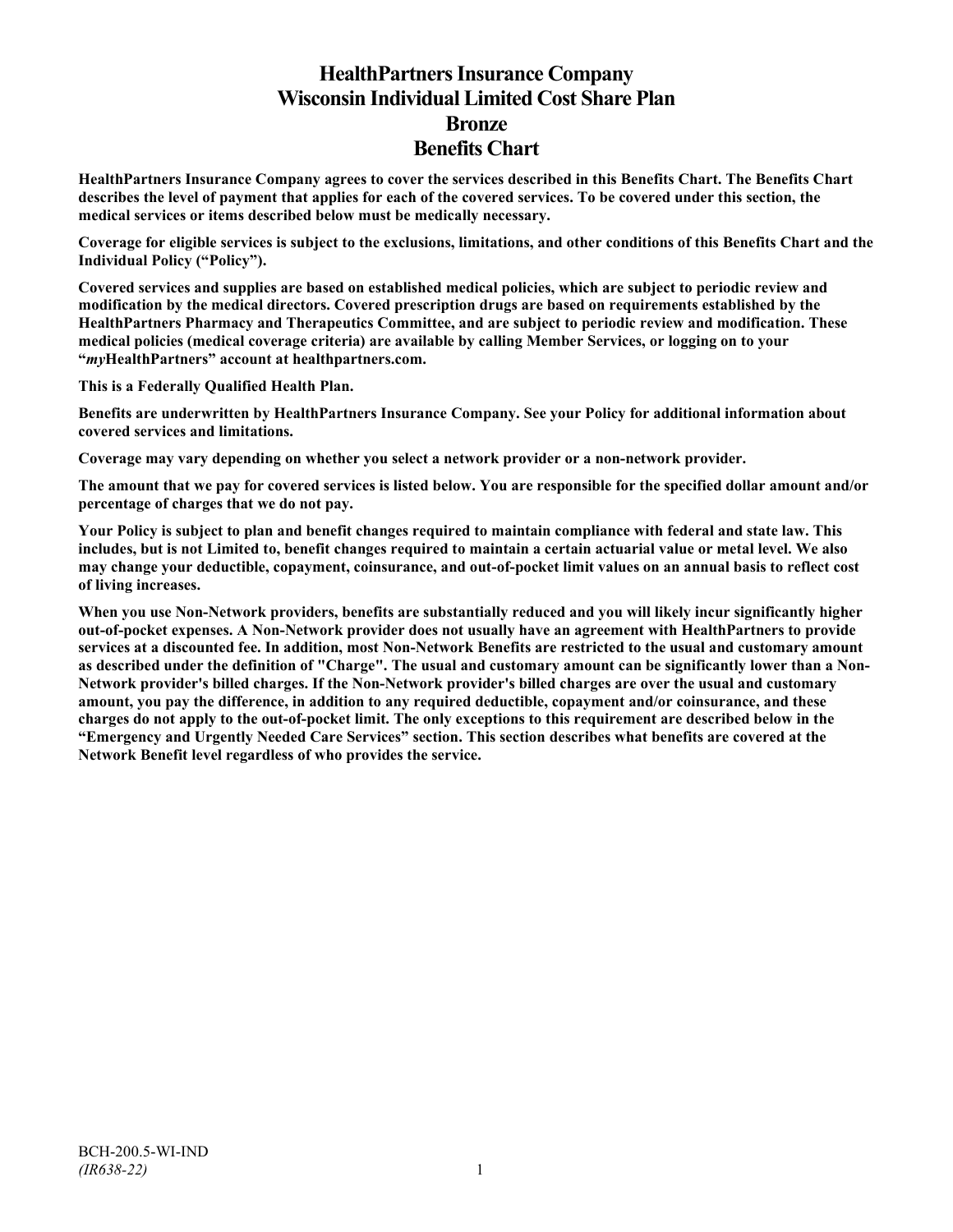# HealthPartners Insurance Company
# Wisconsin Individual Limited Cost Share Plan
# Bronze
# Benefits Chart

**HealthPartners Insurance Company agrees to cover the services described in this Benefits Chart. The Benefits Chart describes the level of payment that applies for each of the covered services. To be covered under this section, the medical services or items described below must be medically necessary.**

**Coverage for eligible services is subject to the exclusions, limitations, and other conditions of this Benefits Chart and the Individual Policy ("Policy").**

**Covered services and supplies are based on established medical policies, which are subject to periodic review and modification by the medical directors. Covered prescription drugs are based on requirements established by the HealthPartners Pharmacy and Therapeutics Committee, and are subject to periodic review and modification. These medical policies (medical coverage criteria) are available by calling Member Services, or logging on to your "*my*HealthPartners" account at healthpartners.com.**

**This is a Federally Qualified Health Plan.**

**Benefits are underwritten by HealthPartners Insurance Company. See your Policy for additional information about covered services and limitations.**

**Coverage may vary depending on whether you select a network provider or a non-network provider.**

**The amount that we pay for covered services is listed below. You are responsible for the specified dollar amount and/or percentage of charges that we do not pay.**

**Your Policy is subject to plan and benefit changes required to maintain compliance with federal and state law. This includes, but is not Limited to, benefit changes required to maintain a certain actuarial value or metal level. We also may change your deductible, copayment, coinsurance, and out-of-pocket limit values on an annual basis to reflect cost of living increases.**

**When you use Non-Network providers, benefits are substantially reduced and you will likely incur significantly higher out-of-pocket expenses. A Non-Network provider does not usually have an agreement with HealthPartners to provide services at a discounted fee. In addition, most Non-Network Benefits are restricted to the usual and customary amount as described under the definition of "Charge". The usual and customary amount can be significantly lower than a Non-Network provider's billed charges. If the Non-Network provider's billed charges are over the usual and customary amount, you pay the difference, in addition to any required deductible, copayment and/or coinsurance, and these charges do not apply to the out-of-pocket limit. The only exceptions to this requirement are described below in the "Emergency and Urgently Needed Care Services" section. This section describes what benefits are covered at the Network Benefit level regardless of who provides the service.**

BCH-200.5-WI-IND
*(IR638-22)*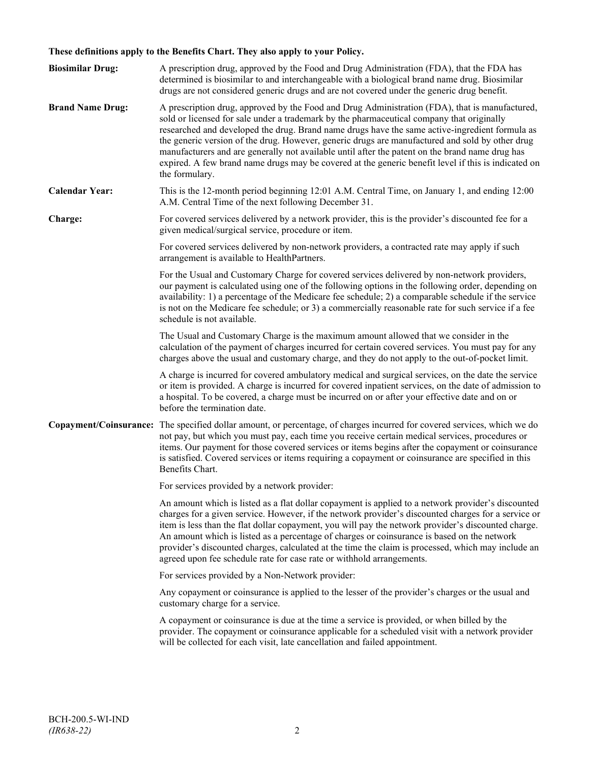**These definitions apply to the Benefits Chart. They also apply to your Policy.**

**Biosimilar Drug:** A prescription drug, approved by the Food and Drug Administration (FDA), that the FDA has determined is biosimilar to and interchangeable with a biological brand name drug. Biosimilar drugs are not considered generic drugs and are not covered under the generic drug benefit.

**Brand Name Drug:** A prescription drug, approved by the Food and Drug Administration (FDA), that is manufactured, sold or licensed for sale under a trademark by the pharmaceutical company that originally researched and developed the drug. Brand name drugs have the same active-ingredient formula as the generic version of the drug. However, generic drugs are manufactured and sold by other drug manufacturers and are generally not available until after the patent on the brand name drug has expired. A few brand name drugs may be covered at the generic benefit level if this is indicated on the formulary.

**Calendar Year:** This is the 12-month period beginning 12:01 A.M. Central Time, on January 1, and ending 12:00 A.M. Central Time of the next following December 31.

**Charge:** For covered services delivered by a network provider, this is the provider's discounted fee for a given medical/surgical service, procedure or item.

For covered services delivered by non-network providers, a contracted rate may apply if such arrangement is available to HealthPartners.

For the Usual and Customary Charge for covered services delivered by non-network providers, our payment is calculated using one of the following options in the following order, depending on availability: 1) a percentage of the Medicare fee schedule; 2) a comparable schedule if the service is not on the Medicare fee schedule; or 3) a commercially reasonable rate for such service if a fee schedule is not available.

The Usual and Customary Charge is the maximum amount allowed that we consider in the calculation of the payment of charges incurred for certain covered services. You must pay for any charges above the usual and customary charge, and they do not apply to the out-of-pocket limit.

A charge is incurred for covered ambulatory medical and surgical services, on the date the service or item is provided. A charge is incurred for covered inpatient services, on the date of admission to a hospital. To be covered, a charge must be incurred on or after your effective date and on or before the termination date.

**Copayment/Coinsurance:** The specified dollar amount, or percentage, of charges incurred for covered services, which we do not pay, but which you must pay, each time you receive certain medical services, procedures or items. Our payment for those covered services or items begins after the copayment or coinsurance is satisfied. Covered services or items requiring a copayment or coinsurance are specified in this Benefits Chart.

For services provided by a network provider:

An amount which is listed as a flat dollar copayment is applied to a network provider's discounted charges for a given service. However, if the network provider's discounted charges for a service or item is less than the flat dollar copayment, you will pay the network provider's discounted charge. An amount which is listed as a percentage of charges or coinsurance is based on the network provider's discounted charges, calculated at the time the claim is processed, which may include an agreed upon fee schedule rate for case rate or withhold arrangements.

For services provided by a Non-Network provider:

Any copayment or coinsurance is applied to the lesser of the provider's charges or the usual and customary charge for a service.

A copayment or coinsurance is due at the time a service is provided, or when billed by the provider. The copayment or coinsurance applicable for a scheduled visit with a network provider will be collected for each visit, late cancellation and failed appointment.

BCH-200.5-WI-IND
*(IR638-22)*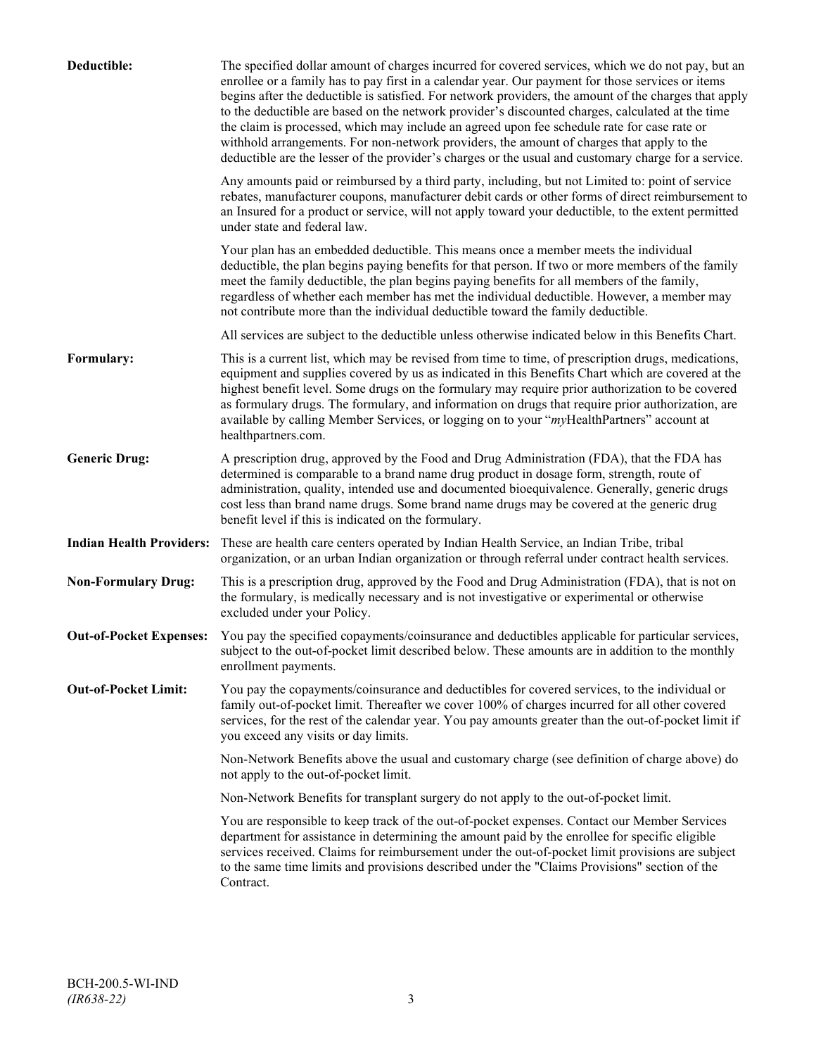**Deductible:** The specified dollar amount of charges incurred for covered services, which we do not pay, but an enrollee or a family has to pay first in a calendar year. Our payment for those services or items begins after the deductible is satisfied. For network providers, the amount of the charges that apply to the deductible are based on the network provider's discounted charges, calculated at the time the claim is processed, which may include an agreed upon fee schedule rate for case rate or withhold arrangements. For non-network providers, the amount of charges that apply to the deductible are the lesser of the provider's charges or the usual and customary charge for a service.

Any amounts paid or reimbursed by a third party, including, but not Limited to: point of service rebates, manufacturer coupons, manufacturer debit cards or other forms of direct reimbursement to an Insured for a product or service, will not apply toward your deductible, to the extent permitted under state and federal law.

Your plan has an embedded deductible. This means once a member meets the individual deductible, the plan begins paying benefits for that person. If two or more members of the family meet the family deductible, the plan begins paying benefits for all members of the family, regardless of whether each member has met the individual deductible. However, a member may not contribute more than the individual deductible toward the family deductible.

All services are subject to the deductible unless otherwise indicated below in this Benefits Chart.

**Formulary:** This is a current list, which may be revised from time to time, of prescription drugs, medications, equipment and supplies covered by us as indicated in this Benefits Chart which are covered at the highest benefit level. Some drugs on the formulary may require prior authorization to be covered as formulary drugs. The formulary, and information on drugs that require prior authorization, are available by calling Member Services, or logging on to your "*my*HealthPartners" account at healthpartners.com.

**Generic Drug:** A prescription drug, approved by the Food and Drug Administration (FDA), that the FDA has determined is comparable to a brand name drug product in dosage form, strength, route of administration, quality, intended use and documented bioequivalence. Generally, generic drugs cost less than brand name drugs. Some brand name drugs may be covered at the generic drug benefit level if this is indicated on the formulary.

**Indian Health Providers:** These are health care centers operated by Indian Health Service, an Indian Tribe, tribal organization, or an urban Indian organization or through referral under contract health services.

**Non-Formulary Drug:** This is a prescription drug, approved by the Food and Drug Administration (FDA), that is not on the formulary, is medically necessary and is not investigative or experimental or otherwise excluded under your Policy.

**Out-of-Pocket Expenses:** You pay the specified copayments/coinsurance and deductibles applicable for particular services, subject to the out-of-pocket limit described below. These amounts are in addition to the monthly enrollment payments.

**Out-of-Pocket Limit:** You pay the copayments/coinsurance and deductibles for covered services, to the individual or family out-of-pocket limit. Thereafter we cover 100% of charges incurred for all other covered services, for the rest of the calendar year. You pay amounts greater than the out-of-pocket limit if you exceed any visits or day limits.

Non-Network Benefits above the usual and customary charge (see definition of charge above) do not apply to the out-of-pocket limit.

Non-Network Benefits for transplant surgery do not apply to the out-of-pocket limit.

You are responsible to keep track of the out-of-pocket expenses. Contact our Member Services department for assistance in determining the amount paid by the enrollee for specific eligible services received. Claims for reimbursement under the out-of-pocket limit provisions are subject to the same time limits and provisions described under the "Claims Provisions" section of the Contract.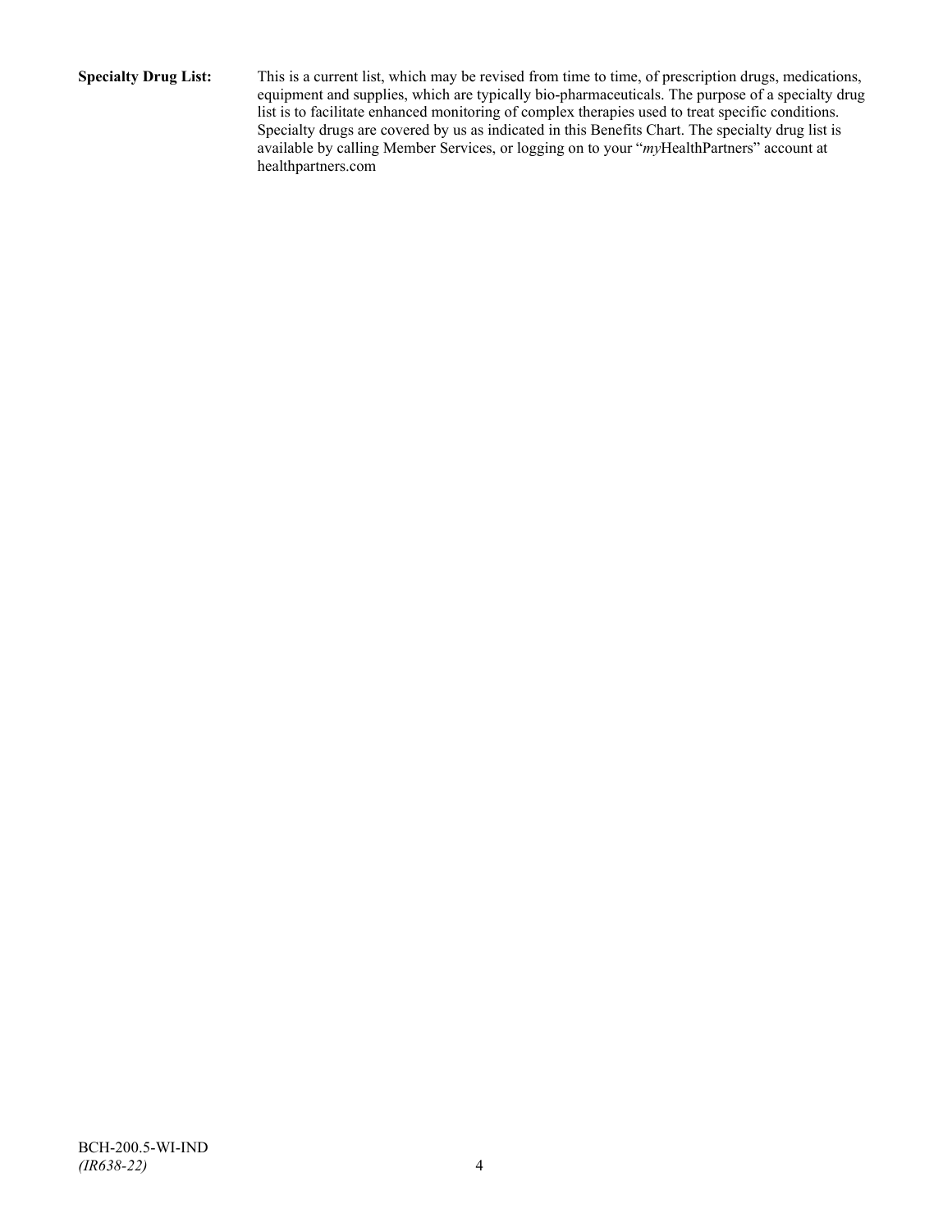**Specialty Drug List:** This is a current list, which may be revised from time to time, of prescription drugs, medications, equipment and supplies, which are typically bio-pharmaceuticals. The purpose of a specialty drug list is to facilitate enhanced monitoring of complex therapies used to treat specific conditions. Specialty drugs are covered by us as indicated in this Benefits Chart. The specialty drug list is available by calling Member Services, or logging on to your "*my*HealthPartners" account at healthpartners.com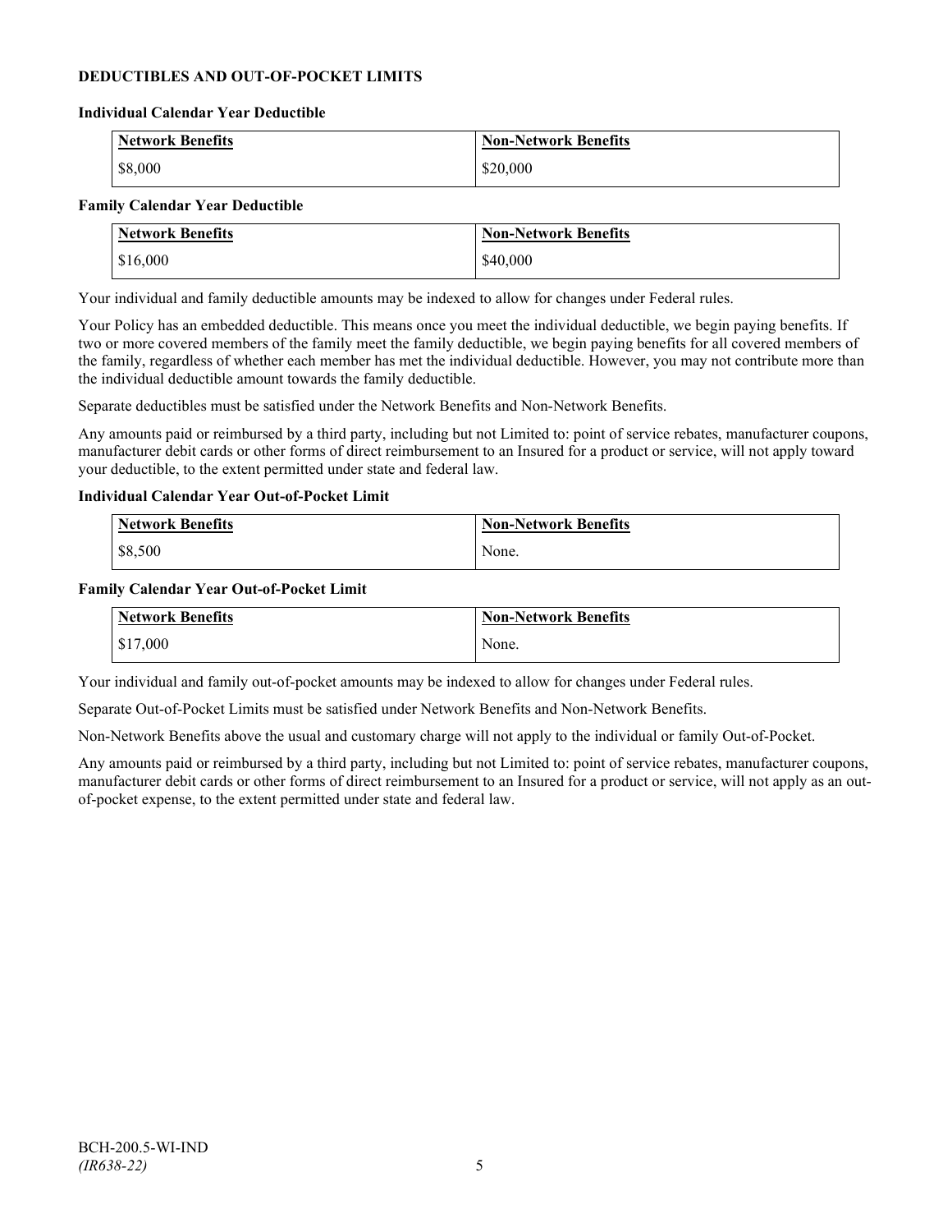## DEDUCTIBLES AND OUT-OF-POCKET LIMITS

### Individual Calendar Year Deductible

| Network Benefits | Non-Network Benefits |
| --- | --- |
| $8,000 | $20,000 |

### Family Calendar Year Deductible

| Network Benefits | Non-Network Benefits |
| --- | --- |
| $16,000 | $40,000 |

Your individual and family deductible amounts may be indexed to allow for changes under Federal rules.

Your Policy has an embedded deductible. This means once you meet the individual deductible, we begin paying benefits. If two or more covered members of the family meet the family deductible, we begin paying benefits for all covered members of the family, regardless of whether each member has met the individual deductible. However, you may not contribute more than the individual deductible amount towards the family deductible.

Separate deductibles must be satisfied under the Network Benefits and Non-Network Benefits.

Any amounts paid or reimbursed by a third party, including but not Limited to: point of service rebates, manufacturer coupons, manufacturer debit cards or other forms of direct reimbursement to an Insured for a product or service, will not apply toward your deductible, to the extent permitted under state and federal law.

### Individual Calendar Year Out-of-Pocket Limit

| Network Benefits | Non-Network Benefits |
| --- | --- |
| $8,500 | None. |

### Family Calendar Year Out-of-Pocket Limit

| Network Benefits | Non-Network Benefits |
| --- | --- |
| $17,000 | None. |

Your individual and family out-of-pocket amounts may be indexed to allow for changes under Federal rules.

Separate Out-of-Pocket Limits must be satisfied under Network Benefits and Non-Network Benefits.

Non-Network Benefits above the usual and customary charge will not apply to the individual or family Out-of-Pocket.

Any amounts paid or reimbursed by a third party, including but not Limited to: point of service rebates, manufacturer coupons, manufacturer debit cards or other forms of direct reimbursement to an Insured for a product or service, will not apply as an out-of-pocket expense, to the extent permitted under state and federal law.

BCH-200.5-WI-IND
*(IR638-22)*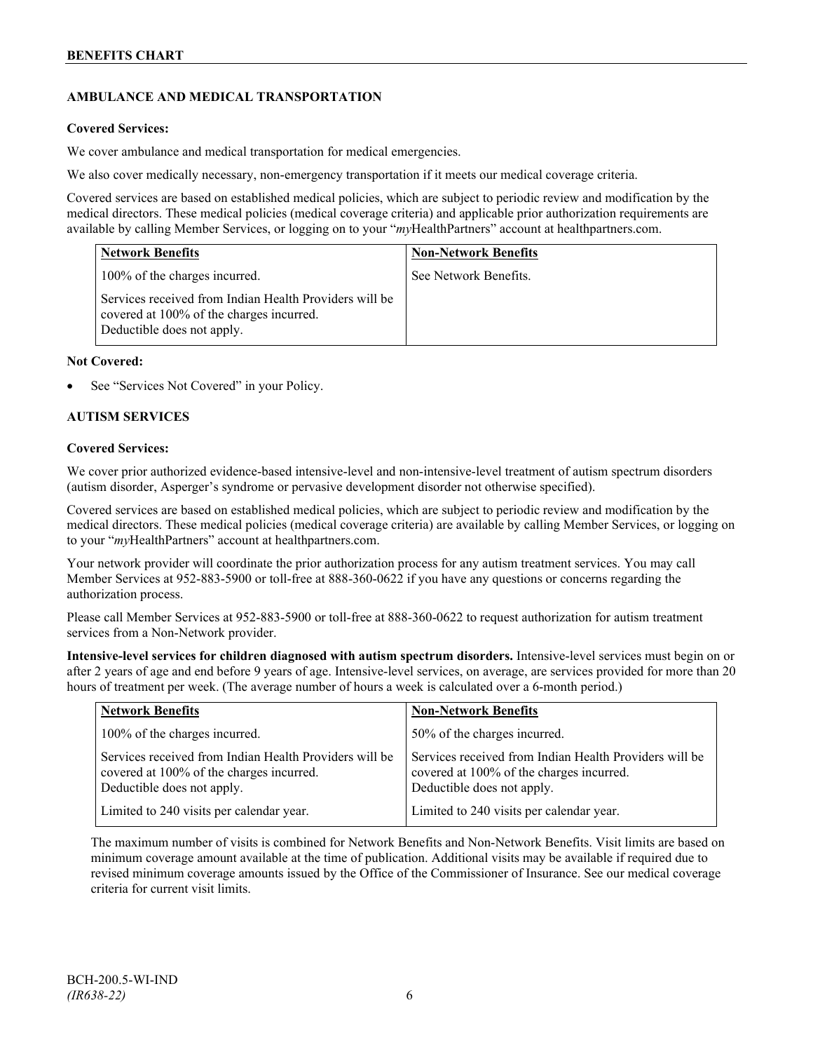## AMBULANCE AND MEDICAL TRANSPORTATION

**Covered Services:**

We cover ambulance and medical transportation for medical emergencies.

We also cover medically necessary, non-emergency transportation if it meets our medical coverage criteria.

Covered services are based on established medical policies, which are subject to periodic review and modification by the medical directors. These medical policies (medical coverage criteria) and applicable prior authorization requirements are available by calling Member Services, or logging on to your "*my*HealthPartners" account at healthpartners.com.

| Network Benefits | Non-Network Benefits |
|---|---|
| 100% of the charges incurred.<br><br>Services received from Indian Health Providers will be covered at 100% of the charges incurred. Deductible does not apply. | See Network Benefits. |

**Not Covered:**

- See "Services Not Covered" in your Policy.

## AUTISM SERVICES

**Covered Services:**

We cover prior authorized evidence-based intensive-level and non-intensive-level treatment of autism spectrum disorders (autism disorder, Asperger's syndrome or pervasive development disorder not otherwise specified).

Covered services are based on established medical policies, which are subject to periodic review and modification by the medical directors. These medical policies (medical coverage criteria) are available by calling Member Services, or logging on to your "*my*HealthPartners" account at healthpartners.com.

Your network provider will coordinate the prior authorization process for any autism treatment services. You may call Member Services at 952-883-5900 or toll-free at 888-360-0622 if you have any questions or concerns regarding the authorization process.

Please call Member Services at 952-883-5900 or toll-free at 888-360-0622 to request authorization for autism treatment services from a Non-Network provider.

**Intensive-level services for children diagnosed with autism spectrum disorders.** Intensive-level services must begin on or after 2 years of age and end before 9 years of age. Intensive-level services, on average, are services provided for more than 20 hours of treatment per week. (The average number of hours a week is calculated over a 6-month period.)

| Network Benefits | Non-Network Benefits |
|---|---|
| 100% of the charges incurred.<br><br>Services received from Indian Health Providers will be covered at 100% of the charges incurred. Deductible does not apply.<br><br>Limited to 240 visits per calendar year. | 50% of the charges incurred.<br><br>Services received from Indian Health Providers will be covered at 100% of the charges incurred. Deductible does not apply.<br><br>Limited to 240 visits per calendar year. |

The maximum number of visits is combined for Network Benefits and Non-Network Benefits. Visit limits are based on minimum coverage amount available at the time of publication. Additional visits may be available if required due to revised minimum coverage amounts issued by the Office of the Commissioner of Insurance. See our medical coverage criteria for current visit limits.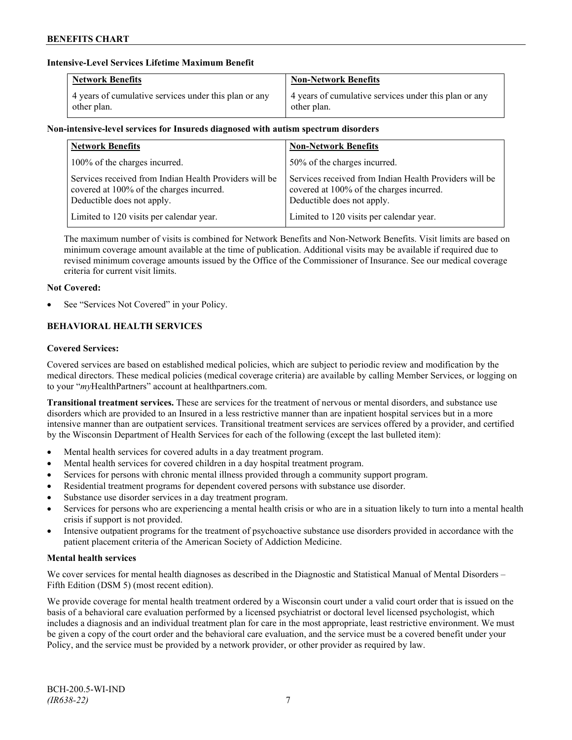**Intensive-Level Services Lifetime Maximum Benefit**

| Network Benefits | Non-Network Benefits |
|---|---|
| 4 years of cumulative services under this plan or any other plan. | 4 years of cumulative services under this plan or any other plan. |

**Non-intensive-level services for Insureds diagnosed with autism spectrum disorders**

| Network Benefits | Non-Network Benefits |
|---|---|
| 100% of the charges incurred. | 50% of the charges incurred. |
| Services received from Indian Health Providers will be covered at 100% of the charges incurred. Deductible does not apply. | Services received from Indian Health Providers will be covered at 100% of the charges incurred. Deductible does not apply. |
| Limited to 120 visits per calendar year. | Limited to 120 visits per calendar year. |

The maximum number of visits is combined for Network Benefits and Non-Network Benefits. Visit limits are based on minimum coverage amount available at the time of publication. Additional visits may be available if required due to revised minimum coverage amounts issued by the Office of the Commissioner of Insurance. See our medical coverage criteria for current visit limits.

**Not Covered:**

- See "Services Not Covered" in your Policy.

## BEHAVIORAL HEALTH SERVICES

**Covered Services:**

Covered services are based on established medical policies, which are subject to periodic review and modification by the medical directors. These medical policies (medical coverage criteria) are available by calling Member Services, or logging on to your "*my*HealthPartners" account at healthpartners.com.

**Transitional treatment services.** These are services for the treatment of nervous or mental disorders, and substance use disorders which are provided to an Insured in a less restrictive manner than are inpatient hospital services but in a more intensive manner than are outpatient services. Transitional treatment services are services offered by a provider, and certified by the Wisconsin Department of Health Services for each of the following (except the last bulleted item):

- Mental health services for covered adults in a day treatment program.
- Mental health services for covered children in a day hospital treatment program.
- Services for persons with chronic mental illness provided through a community support program.
- Residential treatment programs for dependent covered persons with substance use disorder.
- Substance use disorder services in a day treatment program.
- Services for persons who are experiencing a mental health crisis or who are in a situation likely to turn into a mental health crisis if support is not provided.
- Intensive outpatient programs for the treatment of psychoactive substance use disorders provided in accordance with the patient placement criteria of the American Society of Addiction Medicine.

**Mental health services**

We cover services for mental health diagnoses as described in the Diagnostic and Statistical Manual of Mental Disorders – Fifth Edition (DSM 5) (most recent edition).

We provide coverage for mental health treatment ordered by a Wisconsin court under a valid court order that is issued on the basis of a behavioral care evaluation performed by a licensed psychiatrist or doctoral level licensed psychologist, which includes a diagnosis and an individual treatment plan for care in the most appropriate, least restrictive environment. We must be given a copy of the court order and the behavioral care evaluation, and the service must be a covered benefit under your Policy, and the service must be provided by a network provider, or other provider as required by law.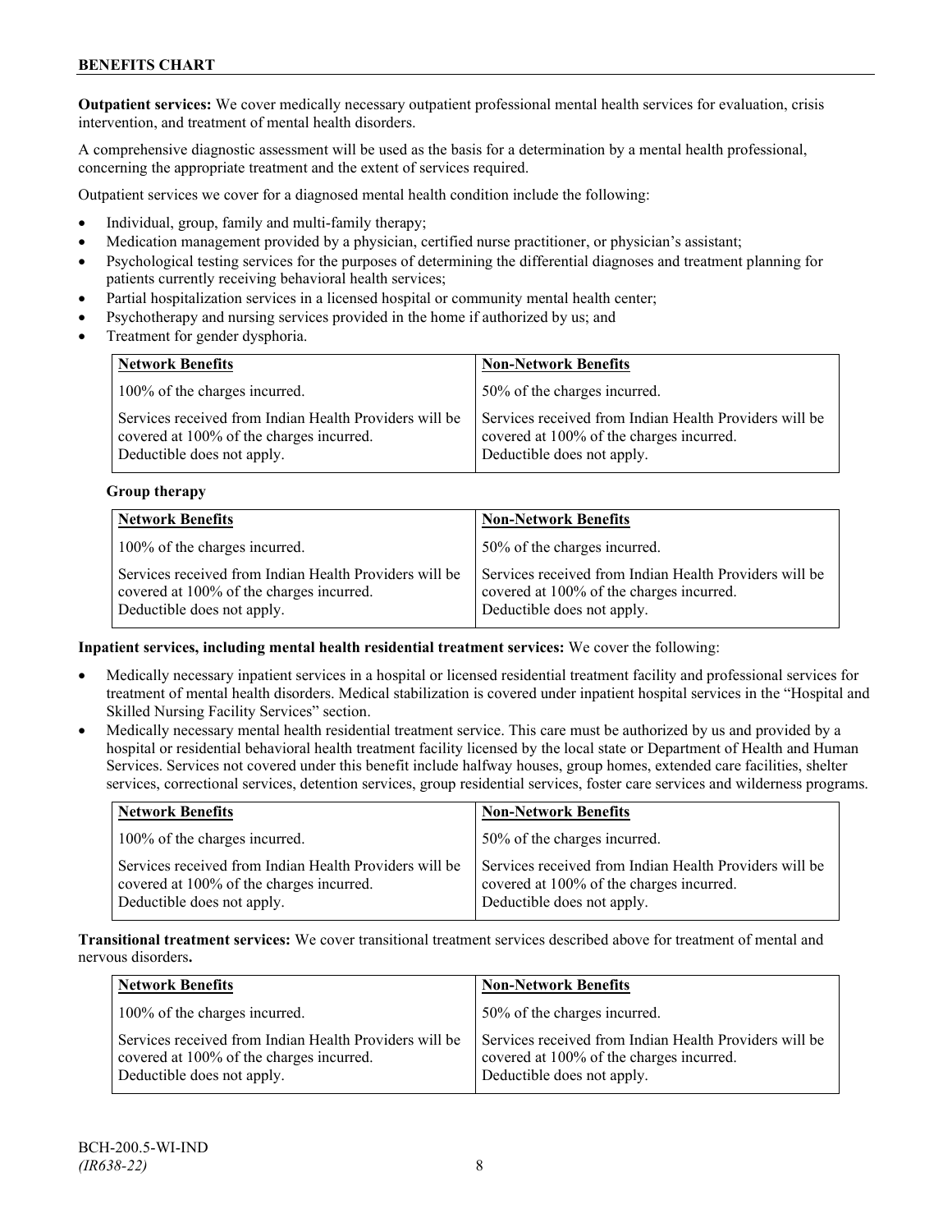**Outpatient services:** We cover medically necessary outpatient professional mental health services for evaluation, crisis intervention, and treatment of mental health disorders.

A comprehensive diagnostic assessment will be used as the basis for a determination by a mental health professional, concerning the appropriate treatment and the extent of services required.

Outpatient services we cover for a diagnosed mental health condition include the following:

- Individual, group, family and multi-family therapy;
- Medication management provided by a physician, certified nurse practitioner, or physician's assistant;
- Psychological testing services for the purposes of determining the differential diagnoses and treatment planning for patients currently receiving behavioral health services;
- Partial hospitalization services in a licensed hospital or community mental health center;
- Psychotherapy and nursing services provided in the home if authorized by us; and
- Treatment for gender dysphoria.

| Network Benefits | Non-Network Benefits |
|---|---|
| 100% of the charges incurred. | 50% of the charges incurred. |
| Services received from Indian Health Providers will be covered at 100% of the charges incurred. Deductible does not apply. | Services received from Indian Health Providers will be covered at 100% of the charges incurred. Deductible does not apply. |

**Group therapy**

| Network Benefits | Non-Network Benefits |
|---|---|
| 100% of the charges incurred. | 50% of the charges incurred. |
| Services received from Indian Health Providers will be covered at 100% of the charges incurred. Deductible does not apply. | Services received from Indian Health Providers will be covered at 100% of the charges incurred. Deductible does not apply. |

**Inpatient services, including mental health residential treatment services:** We cover the following:

- Medically necessary inpatient services in a hospital or licensed residential treatment facility and professional services for treatment of mental health disorders. Medical stabilization is covered under inpatient hospital services in the "Hospital and Skilled Nursing Facility Services" section.
- Medically necessary mental health residential treatment service. This care must be authorized by us and provided by a hospital or residential behavioral health treatment facility licensed by the local state or Department of Health and Human Services. Services not covered under this benefit include halfway houses, group homes, extended care facilities, shelter services, correctional services, detention services, group residential services, foster care services and wilderness programs.

| Network Benefits | Non-Network Benefits |
|---|---|
| 100% of the charges incurred. | 50% of the charges incurred. |
| Services received from Indian Health Providers will be covered at 100% of the charges incurred. Deductible does not apply. | Services received from Indian Health Providers will be covered at 100% of the charges incurred. Deductible does not apply. |

**Transitional treatment services:** We cover transitional treatment services described above for treatment of mental and nervous disorders**.**

| Network Benefits | Non-Network Benefits |
|---|---|
| 100% of the charges incurred. | 50% of the charges incurred. |
| Services received from Indian Health Providers will be covered at 100% of the charges incurred. Deductible does not apply. | Services received from Indian Health Providers will be covered at 100% of the charges incurred. Deductible does not apply. |

BCH-200.5-WI-IND
*(IR638-22)*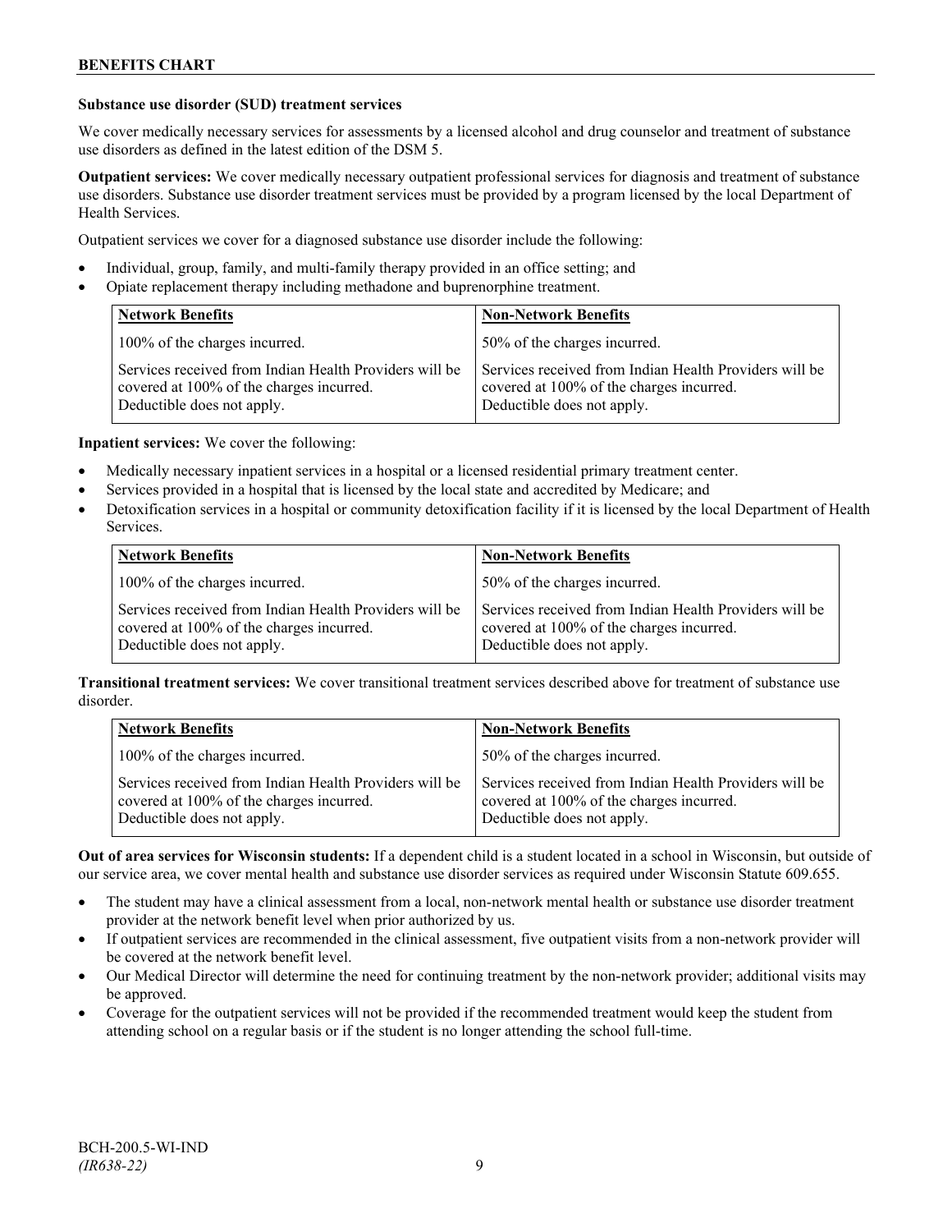**Substance use disorder (SUD) treatment services**

We cover medically necessary services for assessments by a licensed alcohol and drug counselor and treatment of substance use disorders as defined in the latest edition of the DSM 5.

**Outpatient services:** We cover medically necessary outpatient professional services for diagnosis and treatment of substance use disorders. Substance use disorder treatment services must be provided by a program licensed by the local Department of Health Services.

Outpatient services we cover for a diagnosed substance use disorder include the following:

- Individual, group, family, and multi-family therapy provided in an office setting; and
- Opiate replacement therapy including methadone and buprenorphine treatment.

| Network Benefits | Non-Network Benefits |
|---|---|
| 100% of the charges incurred. | 50% of the charges incurred. |
| Services received from Indian Health Providers will be covered at 100% of the charges incurred. Deductible does not apply. | Services received from Indian Health Providers will be covered at 100% of the charges incurred. Deductible does not apply. |

**Inpatient services:** We cover the following:

- Medically necessary inpatient services in a hospital or a licensed residential primary treatment center.
- Services provided in a hospital that is licensed by the local state and accredited by Medicare; and
- Detoxification services in a hospital or community detoxification facility if it is licensed by the local Department of Health Services.

| Network Benefits | Non-Network Benefits |
|---|---|
| 100% of the charges incurred. | 50% of the charges incurred. |
| Services received from Indian Health Providers will be covered at 100% of the charges incurred. Deductible does not apply. | Services received from Indian Health Providers will be covered at 100% of the charges incurred. Deductible does not apply. |

**Transitional treatment services:** We cover transitional treatment services described above for treatment of substance use disorder.

| Network Benefits | Non-Network Benefits |
|---|---|
| 100% of the charges incurred. | 50% of the charges incurred. |
| Services received from Indian Health Providers will be covered at 100% of the charges incurred. Deductible does not apply. | Services received from Indian Health Providers will be covered at 100% of the charges incurred. Deductible does not apply. |

**Out of area services for Wisconsin students:** If a dependent child is a student located in a school in Wisconsin, but outside of our service area, we cover mental health and substance use disorder services as required under Wisconsin Statute 609.655.

- The student may have a clinical assessment from a local, non-network mental health or substance use disorder treatment provider at the network benefit level when prior authorized by us.
- If outpatient services are recommended in the clinical assessment, five outpatient visits from a non-network provider will be covered at the network benefit level.
- Our Medical Director will determine the need for continuing treatment by the non-network provider; additional visits may be approved.
- Coverage for the outpatient services will not be provided if the recommended treatment would keep the student from attending school on a regular basis or if the student is no longer attending the school full-time.

BCH-200.5-WI-IND
*(IR638-22)*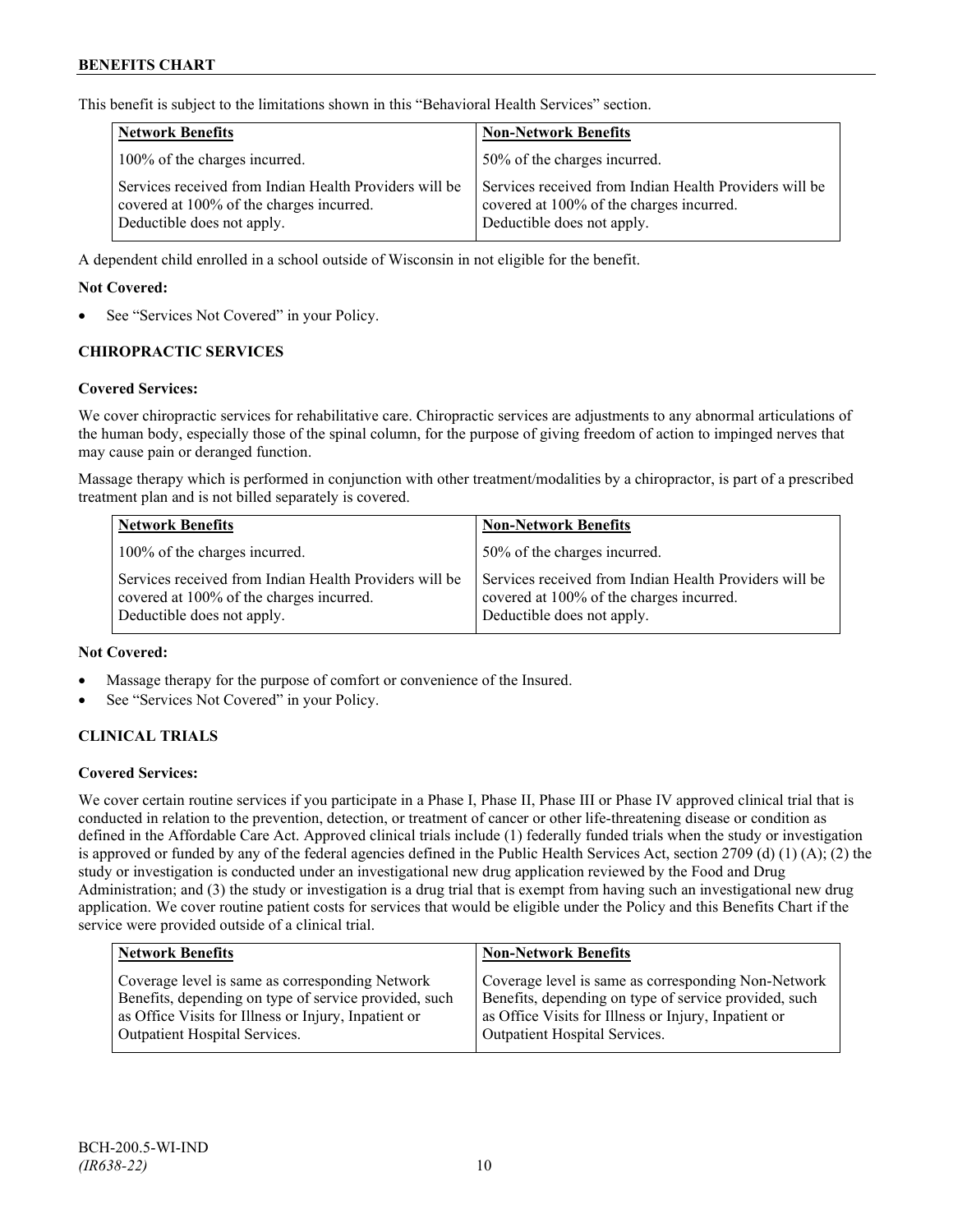This benefit is subject to the limitations shown in this "Behavioral Health Services" section.

| Network Benefits | Non-Network Benefits |
| --- | --- |
| 100% of the charges incurred. | 50% of the charges incurred. |
| Services received from Indian Health Providers will be covered at 100% of the charges incurred. Deductible does not apply. | Services received from Indian Health Providers will be covered at 100% of the charges incurred. Deductible does not apply. |

A dependent child enrolled in a school outside of Wisconsin in not eligible for the benefit.

**Not Covered:**

- See "Services Not Covered" in your Policy.

### CHIROPRACTIC SERVICES

**Covered Services:**

We cover chiropractic services for rehabilitative care. Chiropractic services are adjustments to any abnormal articulations of the human body, especially those of the spinal column, for the purpose of giving freedom of action to impinged nerves that may cause pain or deranged function.

Massage therapy which is performed in conjunction with other treatment/modalities by a chiropractor, is part of a prescribed treatment plan and is not billed separately is covered.

| Network Benefits | Non-Network Benefits |
| --- | --- |
| 100% of the charges incurred. | 50% of the charges incurred. |
| Services received from Indian Health Providers will be covered at 100% of the charges incurred. Deductible does not apply. | Services received from Indian Health Providers will be covered at 100% of the charges incurred. Deductible does not apply. |

**Not Covered:**

- Massage therapy for the purpose of comfort or convenience of the Insured.
- See "Services Not Covered" in your Policy.

### CLINICAL TRIALS

**Covered Services:**

We cover certain routine services if you participate in a Phase I, Phase II, Phase III or Phase IV approved clinical trial that is conducted in relation to the prevention, detection, or treatment of cancer or other life-threatening disease or condition as defined in the Affordable Care Act. Approved clinical trials include (1) federally funded trials when the study or investigation is approved or funded by any of the federal agencies defined in the Public Health Services Act, section 2709 (d) (1) (A); (2) the study or investigation is conducted under an investigational new drug application reviewed by the Food and Drug Administration; and (3) the study or investigation is a drug trial that is exempt from having such an investigational new drug application. We cover routine patient costs for services that would be eligible under the Policy and this Benefits Chart if the service were provided outside of a clinical trial.

| Network Benefits | Non-Network Benefits |
| --- | --- |
| Coverage level is same as corresponding Network Benefits, depending on type of service provided, such as Office Visits for Illness or Injury, Inpatient or Outpatient Hospital Services. | Coverage level is same as corresponding Non-Network Benefits, depending on type of service provided, such as Office Visits for Illness or Injury, Inpatient or Outpatient Hospital Services. |

BCH-200.5-WI-IND
*(IR638-22)*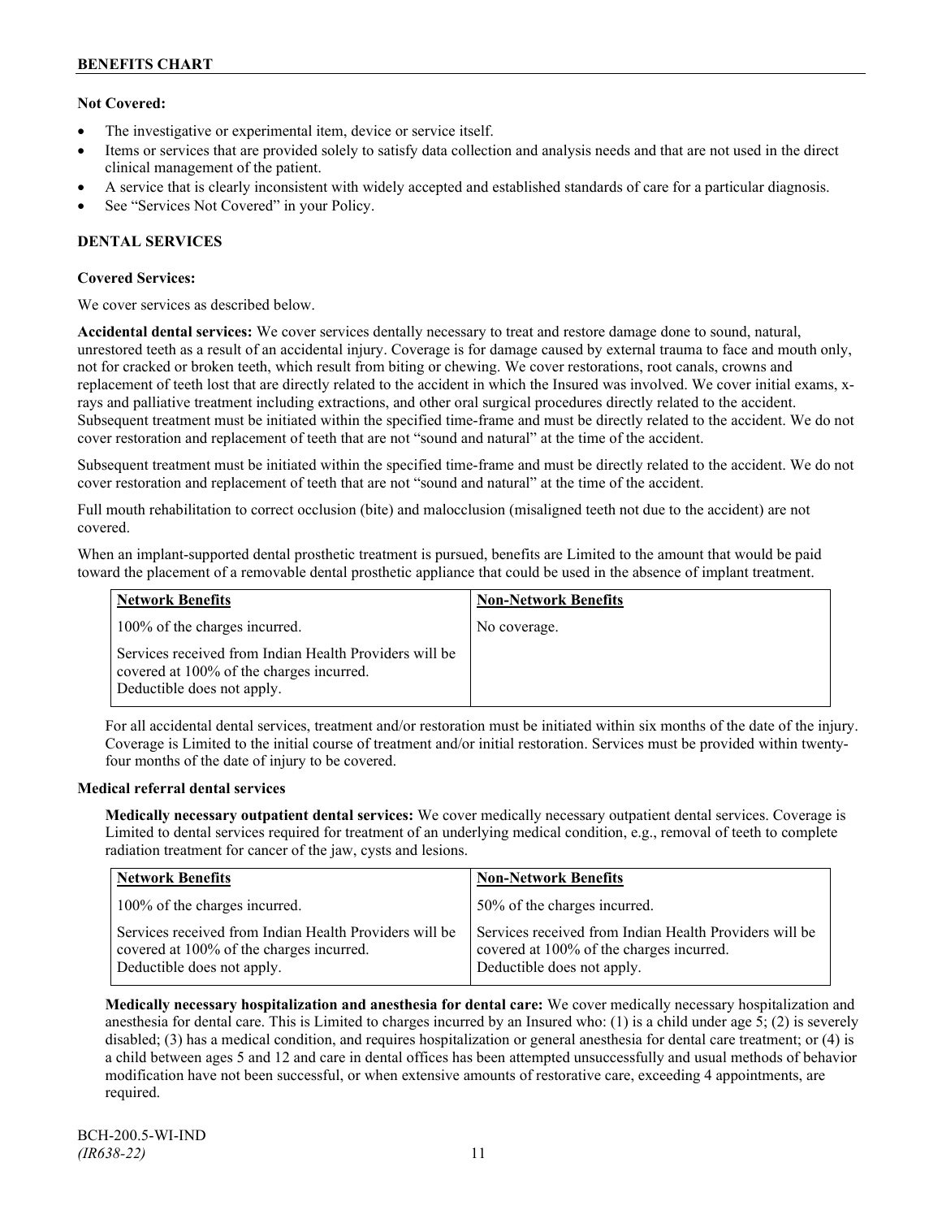**Not Covered:**

- The investigative or experimental item, device or service itself.
- Items or services that are provided solely to satisfy data collection and analysis needs and that are not used in the direct clinical management of the patient.
- A service that is clearly inconsistent with widely accepted and established standards of care for a particular diagnosis.
- See "Services Not Covered" in your Policy.

## DENTAL SERVICES

**Covered Services:**

We cover services as described below.

**Accidental dental services:** We cover services dentally necessary to treat and restore damage done to sound, natural, unrestored teeth as a result of an accidental injury. Coverage is for damage caused by external trauma to face and mouth only, not for cracked or broken teeth, which result from biting or chewing. We cover restorations, root canals, crowns and replacement of teeth lost that are directly related to the accident in which the Insured was involved. We cover initial exams, x-rays and palliative treatment including extractions, and other oral surgical procedures directly related to the accident. Subsequent treatment must be initiated within the specified time-frame and must be directly related to the accident. We do not cover restoration and replacement of teeth that are not "sound and natural" at the time of the accident.

Subsequent treatment must be initiated within the specified time-frame and must be directly related to the accident. We do not cover restoration and replacement of teeth that are not "sound and natural" at the time of the accident.

Full mouth rehabilitation to correct occlusion (bite) and malocclusion (misaligned teeth not due to the accident) are not covered.

When an implant-supported dental prosthetic treatment is pursued, benefits are Limited to the amount that would be paid toward the placement of a removable dental prosthetic appliance that could be used in the absence of implant treatment.

| Network Benefits | Non-Network Benefits |
|---|---|
| 100% of the charges incurred.<br><br>Services received from Indian Health Providers will be covered at 100% of the charges incurred. Deductible does not apply. | No coverage. |

For all accidental dental services, treatment and/or restoration must be initiated within six months of the date of the injury. Coverage is Limited to the initial course of treatment and/or initial restoration. Services must be provided within twenty-four months of the date of injury to be covered.

**Medical referral dental services**

**Medically necessary outpatient dental services:** We cover medically necessary outpatient dental services. Coverage is Limited to dental services required for treatment of an underlying medical condition, e.g., removal of teeth to complete radiation treatment for cancer of the jaw, cysts and lesions.

| Network Benefits | Non-Network Benefits |
|---|---|
| 100% of the charges incurred.<br><br>Services received from Indian Health Providers will be covered at 100% of the charges incurred. Deductible does not apply. | 50% of the charges incurred.<br><br>Services received from Indian Health Providers will be covered at 100% of the charges incurred. Deductible does not apply. |

**Medically necessary hospitalization and anesthesia for dental care:** We cover medically necessary hospitalization and anesthesia for dental care. This is Limited to charges incurred by an Insured who: (1) is a child under age 5; (2) is severely disabled; (3) has a medical condition, and requires hospitalization or general anesthesia for dental care treatment; or (4) is a child between ages 5 and 12 and care in dental offices has been attempted unsuccessfully and usual methods of behavior modification have not been successful, or when extensive amounts of restorative care, exceeding 4 appointments, are required.

BCH-200.5-WI-IND
*(IR638-22)*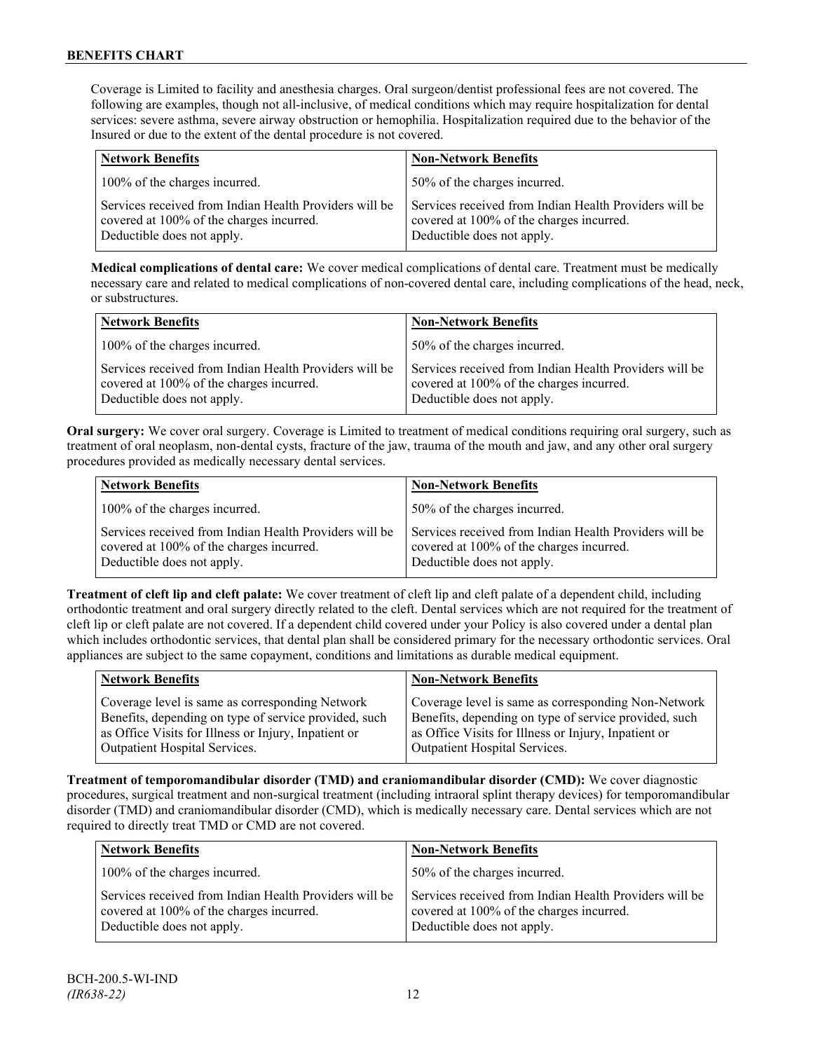Coverage is Limited to facility and anesthesia charges. Oral surgeon/dentist professional fees are not covered. The following are examples, though not all-inclusive, of medical conditions which may require hospitalization for dental services: severe asthma, severe airway obstruction or hemophilia. Hospitalization required due to the behavior of the Insured or due to the extent of the dental procedure is not covered.

| **Network Benefits** | **Non-Network Benefits** |
|---|---|
| 100% of the charges incurred. | 50% of the charges incurred. |
| Services received from Indian Health Providers will be covered at 100% of the charges incurred. Deductible does not apply. | Services received from Indian Health Providers will be covered at 100% of the charges incurred. Deductible does not apply. |

**Medical complications of dental care:** We cover medical complications of dental care. Treatment must be medically necessary care and related to medical complications of non-covered dental care, including complications of the head, neck, or substructures.

| **Network Benefits** | **Non-Network Benefits** |
|---|---|
| 100% of the charges incurred. | 50% of the charges incurred. |
| Services received from Indian Health Providers will be covered at 100% of the charges incurred. Deductible does not apply. | Services received from Indian Health Providers will be covered at 100% of the charges incurred. Deductible does not apply. |

**Oral surgery:** We cover oral surgery. Coverage is Limited to treatment of medical conditions requiring oral surgery, such as treatment of oral neoplasm, non-dental cysts, fracture of the jaw, trauma of the mouth and jaw, and any other oral surgery procedures provided as medically necessary dental services.

| **Network Benefits** | **Non-Network Benefits** |
|---|---|
| 100% of the charges incurred. | 50% of the charges incurred. |
| Services received from Indian Health Providers will be covered at 100% of the charges incurred. Deductible does not apply. | Services received from Indian Health Providers will be covered at 100% of the charges incurred. Deductible does not apply. |

**Treatment of cleft lip and cleft palate:** We cover treatment of cleft lip and cleft palate of a dependent child, including orthodontic treatment and oral surgery directly related to the cleft. Dental services which are not required for the treatment of cleft lip or cleft palate are not covered. If a dependent child covered under your Policy is also covered under a dental plan which includes orthodontic services, that dental plan shall be considered primary for the necessary orthodontic services. Oral appliances are subject to the same copayment, conditions and limitations as durable medical equipment.

| **Network Benefits** | **Non-Network Benefits** |
|---|---|
| Coverage level is same as corresponding Network Benefits, depending on type of service provided, such as Office Visits for Illness or Injury, Inpatient or Outpatient Hospital Services. | Coverage level is same as corresponding Non-Network Benefits, depending on type of service provided, such as Office Visits for Illness or Injury, Inpatient or Outpatient Hospital Services. |

**Treatment of temporomandibular disorder (TMD) and craniomandibular disorder (CMD):** We cover diagnostic procedures, surgical treatment and non-surgical treatment (including intraoral splint therapy devices) for temporomandibular disorder (TMD) and craniomandibular disorder (CMD), which is medically necessary care. Dental services which are not required to directly treat TMD or CMD are not covered.

| **Network Benefits** | **Non-Network Benefits** |
|---|---|
| 100% of the charges incurred. | 50% of the charges incurred. |
| Services received from Indian Health Providers will be covered at 100% of the charges incurred. Deductible does not apply. | Services received from Indian Health Providers will be covered at 100% of the charges incurred. Deductible does not apply. |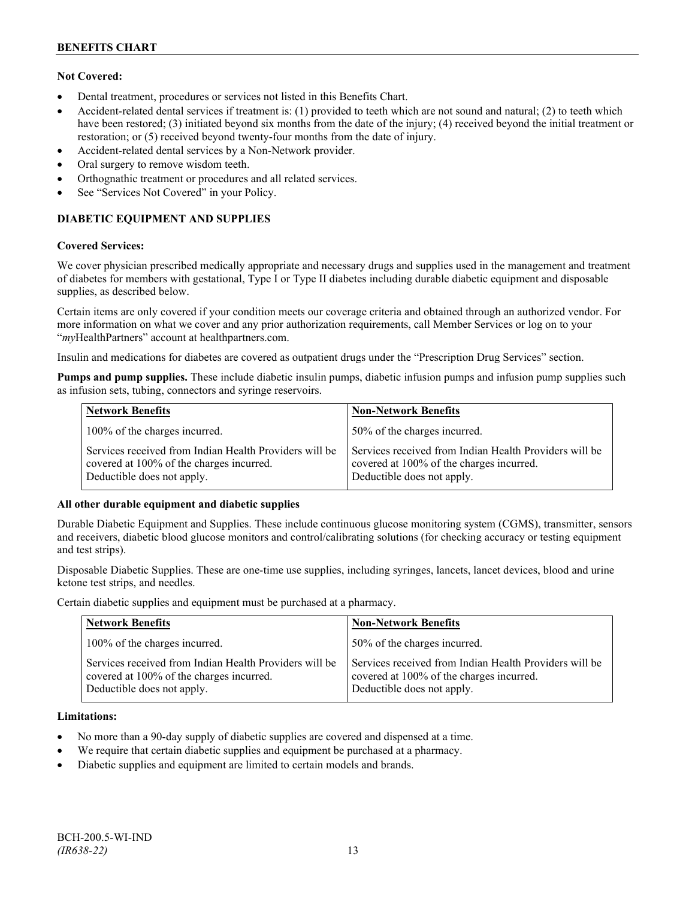**Not Covered:**

- Dental treatment, procedures or services not listed in this Benefits Chart.
- Accident-related dental services if treatment is: (1) provided to teeth which are not sound and natural; (2) to teeth which have been restored; (3) initiated beyond six months from the date of the injury; (4) received beyond the initial treatment or restoration; or (5) received beyond twenty-four months from the date of injury.
- Accident-related dental services by a Non-Network provider.
- Oral surgery to remove wisdom teeth.
- Orthognathic treatment or procedures and all related services.
- See "Services Not Covered" in your Policy.

## DIABETIC EQUIPMENT AND SUPPLIES

**Covered Services:**

We cover physician prescribed medically appropriate and necessary drugs and supplies used in the management and treatment of diabetes for members with gestational, Type I or Type II diabetes including durable diabetic equipment and disposable supplies, as described below.

Certain items are only covered if your condition meets our coverage criteria and obtained through an authorized vendor. For more information on what we cover and any prior authorization requirements, call Member Services or log on to your "*my*HealthPartners" account at healthpartners.com.

Insulin and medications for diabetes are covered as outpatient drugs under the "Prescription Drug Services" section.

**Pumps and pump supplies.** These include diabetic insulin pumps, diabetic infusion pumps and infusion pump supplies such as infusion sets, tubing, connectors and syringe reservoirs.

| Network Benefits | Non-Network Benefits |
| --- | --- |
| 100% of the charges incurred. | 50% of the charges incurred. |
| Services received from Indian Health Providers will be covered at 100% of the charges incurred. Deductible does not apply. | Services received from Indian Health Providers will be covered at 100% of the charges incurred. Deductible does not apply. |

**All other durable equipment and diabetic supplies**

Durable Diabetic Equipment and Supplies. These include continuous glucose monitoring system (CGMS), transmitter, sensors and receivers, diabetic blood glucose monitors and control/calibrating solutions (for checking accuracy or testing equipment and test strips).

Disposable Diabetic Supplies. These are one-time use supplies, including syringes, lancets, lancet devices, blood and urine ketone test strips, and needles.

Certain diabetic supplies and equipment must be purchased at a pharmacy.

| Network Benefits | Non-Network Benefits |
| --- | --- |
| 100% of the charges incurred. | 50% of the charges incurred. |
| Services received from Indian Health Providers will be covered at 100% of the charges incurred. Deductible does not apply. | Services received from Indian Health Providers will be covered at 100% of the charges incurred. Deductible does not apply. |

**Limitations:**

- No more than a 90-day supply of diabetic supplies are covered and dispensed at a time.
- We require that certain diabetic supplies and equipment be purchased at a pharmacy.
- Diabetic supplies and equipment are limited to certain models and brands.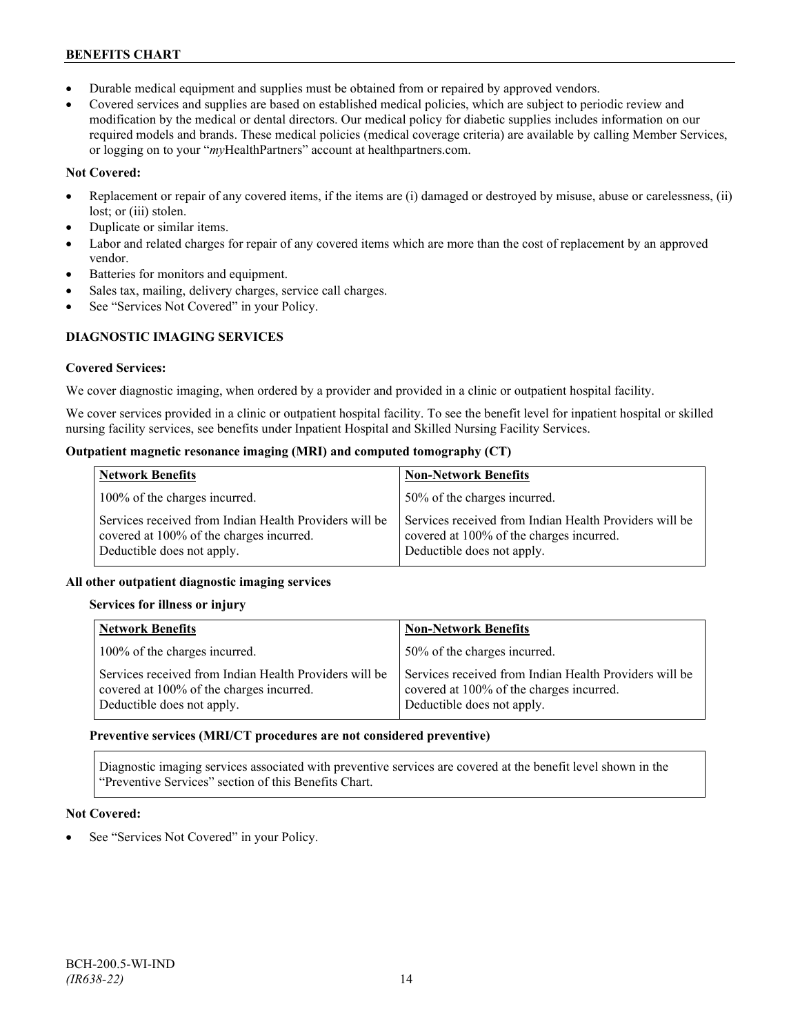- Durable medical equipment and supplies must be obtained from or repaired by approved vendors.
- Covered services and supplies are based on established medical policies, which are subject to periodic review and modification by the medical or dental directors. Our medical policy for diabetic supplies includes information on our required models and brands. These medical policies (medical coverage criteria) are available by calling Member Services, or logging on to your "*my*HealthPartners" account at healthpartners.com.

**Not Covered:**

- Replacement or repair of any covered items, if the items are (i) damaged or destroyed by misuse, abuse or carelessness, (ii) lost; or (iii) stolen.
- Duplicate or similar items.
- Labor and related charges for repair of any covered items which are more than the cost of replacement by an approved vendor.
- Batteries for monitors and equipment.
- Sales tax, mailing, delivery charges, service call charges.
- See "Services Not Covered" in your Policy.

## DIAGNOSTIC IMAGING SERVICES

**Covered Services:**

We cover diagnostic imaging, when ordered by a provider and provided in a clinic or outpatient hospital facility.

We cover services provided in a clinic or outpatient hospital facility. To see the benefit level for inpatient hospital or skilled nursing facility services, see benefits under Inpatient Hospital and Skilled Nursing Facility Services.

**Outpatient magnetic resonance imaging (MRI) and computed tomography (CT)**

| Network Benefits | Non-Network Benefits |
|---|---|
| 100% of the charges incurred. | 50% of the charges incurred. |
| Services received from Indian Health Providers will be covered at 100% of the charges incurred. Deductible does not apply. | Services received from Indian Health Providers will be covered at 100% of the charges incurred. Deductible does not apply. |

**All other outpatient diagnostic imaging services**

**Services for illness or injury**

| Network Benefits | Non-Network Benefits |
|---|---|
| 100% of the charges incurred. | 50% of the charges incurred. |
| Services received from Indian Health Providers will be covered at 100% of the charges incurred. Deductible does not apply. | Services received from Indian Health Providers will be covered at 100% of the charges incurred. Deductible does not apply. |

**Preventive services (MRI/CT procedures are not considered preventive)**

Diagnostic imaging services associated with preventive services are covered at the benefit level shown in the "Preventive Services" section of this Benefits Chart.

**Not Covered:**

- See "Services Not Covered" in your Policy.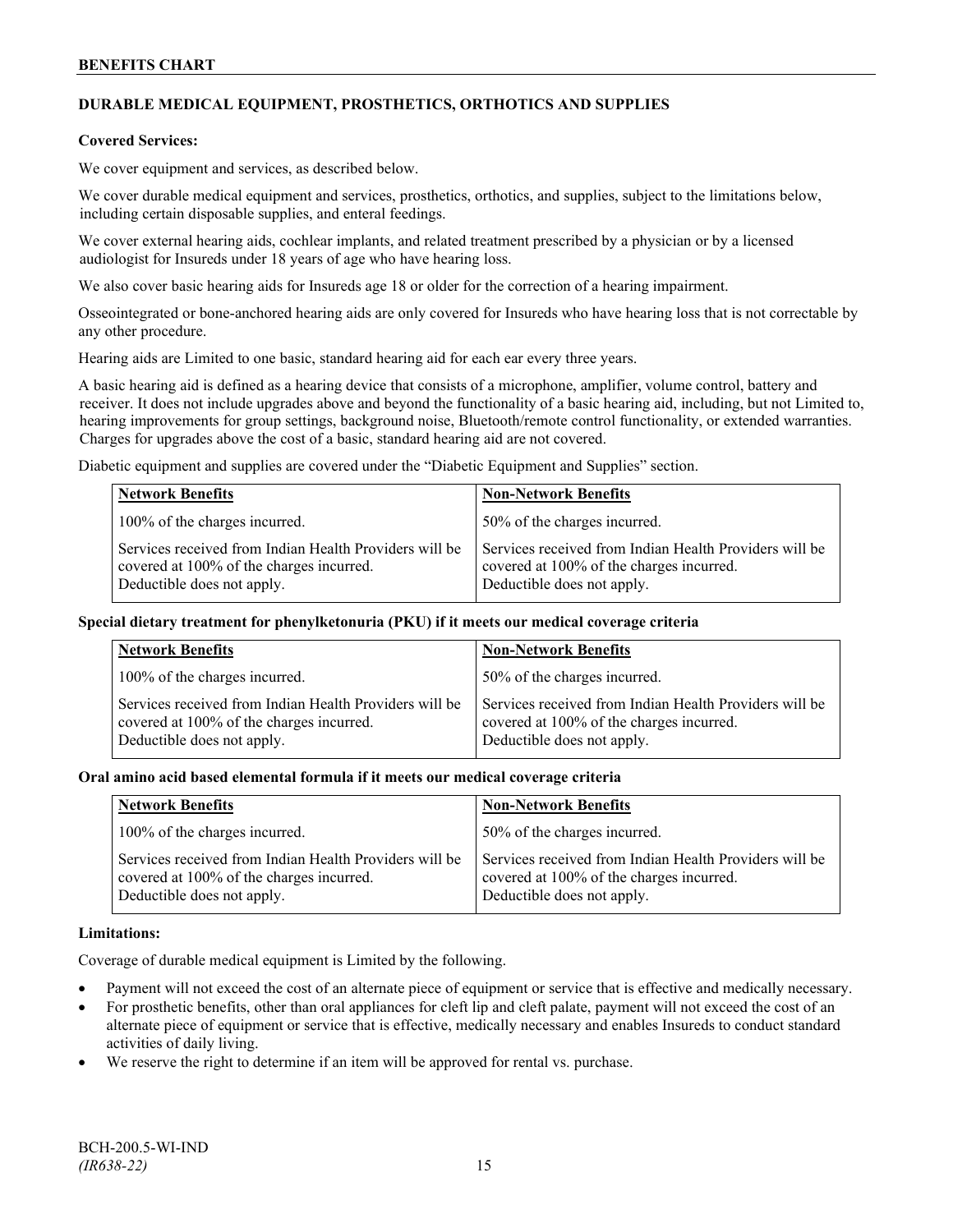## DURABLE MEDICAL EQUIPMENT, PROSTHETICS, ORTHOTICS AND SUPPLIES

**Covered Services:**

We cover equipment and services, as described below.

We cover durable medical equipment and services, prosthetics, orthotics, and supplies, subject to the limitations below, including certain disposable supplies, and enteral feedings.

We cover external hearing aids, cochlear implants, and related treatment prescribed by a physician or by a licensed audiologist for Insureds under 18 years of age who have hearing loss.

We also cover basic hearing aids for Insureds age 18 or older for the correction of a hearing impairment.

Osseointegrated or bone-anchored hearing aids are only covered for Insureds who have hearing loss that is not correctable by any other procedure.

Hearing aids are Limited to one basic, standard hearing aid for each ear every three years.

A basic hearing aid is defined as a hearing device that consists of a microphone, amplifier, volume control, battery and receiver. It does not include upgrades above and beyond the functionality of a basic hearing aid, including, but not Limited to, hearing improvements for group settings, background noise, Bluetooth/remote control functionality, or extended warranties. Charges for upgrades above the cost of a basic, standard hearing aid are not covered.

Diabetic equipment and supplies are covered under the "Diabetic Equipment and Supplies" section.

| Network Benefits | Non-Network Benefits |
| --- | --- |
| 100% of the charges incurred. | 50% of the charges incurred. |
| Services received from Indian Health Providers will be covered at 100% of the charges incurred. Deductible does not apply. | Services received from Indian Health Providers will be covered at 100% of the charges incurred. Deductible does not apply. |

**Special dietary treatment for phenylketonuria (PKU) if it meets our medical coverage criteria**

| Network Benefits | Non-Network Benefits |
| --- | --- |
| 100% of the charges incurred. | 50% of the charges incurred. |
| Services received from Indian Health Providers will be covered at 100% of the charges incurred. Deductible does not apply. | Services received from Indian Health Providers will be covered at 100% of the charges incurred. Deductible does not apply. |

**Oral amino acid based elemental formula if it meets our medical coverage criteria**

| Network Benefits | Non-Network Benefits |
| --- | --- |
| 100% of the charges incurred. | 50% of the charges incurred. |
| Services received from Indian Health Providers will be covered at 100% of the charges incurred. Deductible does not apply. | Services received from Indian Health Providers will be covered at 100% of the charges incurred. Deductible does not apply. |

**Limitations:**

Coverage of durable medical equipment is Limited by the following.

- Payment will not exceed the cost of an alternate piece of equipment or service that is effective and medically necessary.
- For prosthetic benefits, other than oral appliances for cleft lip and cleft palate, payment will not exceed the cost of an alternate piece of equipment or service that is effective, medically necessary and enables Insureds to conduct standard activities of daily living.
- We reserve the right to determine if an item will be approved for rental vs. purchase.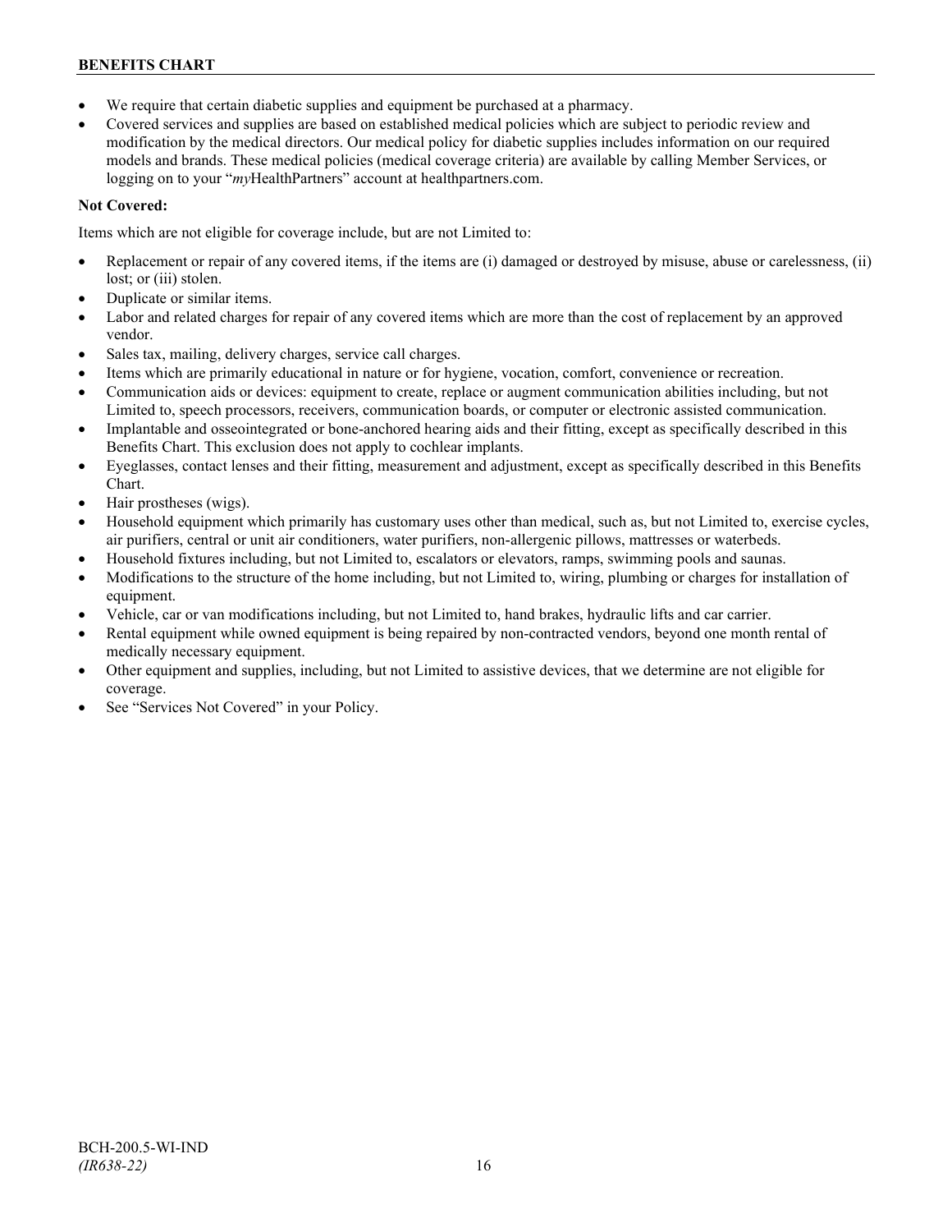- We require that certain diabetic supplies and equipment be purchased at a pharmacy.
- Covered services and supplies are based on established medical policies which are subject to periodic review and modification by the medical directors. Our medical policy for diabetic supplies includes information on our required models and brands. These medical policies (medical coverage criteria) are available by calling Member Services, or logging on to your "*my*HealthPartners" account at healthpartners.com.

**Not Covered:**

Items which are not eligible for coverage include, but are not Limited to:

- Replacement or repair of any covered items, if the items are (i) damaged or destroyed by misuse, abuse or carelessness, (ii) lost; or (iii) stolen.
- Duplicate or similar items.
- Labor and related charges for repair of any covered items which are more than the cost of replacement by an approved vendor.
- Sales tax, mailing, delivery charges, service call charges.
- Items which are primarily educational in nature or for hygiene, vocation, comfort, convenience or recreation.
- Communication aids or devices: equipment to create, replace or augment communication abilities including, but not Limited to, speech processors, receivers, communication boards, or computer or electronic assisted communication.
- Implantable and osseointegrated or bone-anchored hearing aids and their fitting, except as specifically described in this Benefits Chart. This exclusion does not apply to cochlear implants.
- Eyeglasses, contact lenses and their fitting, measurement and adjustment, except as specifically described in this Benefits Chart.
- Hair prostheses (wigs).
- Household equipment which primarily has customary uses other than medical, such as, but not Limited to, exercise cycles, air purifiers, central or unit air conditioners, water purifiers, non-allergenic pillows, mattresses or waterbeds.
- Household fixtures including, but not Limited to, escalators or elevators, ramps, swimming pools and saunas.
- Modifications to the structure of the home including, but not Limited to, wiring, plumbing or charges for installation of equipment.
- Vehicle, car or van modifications including, but not Limited to, hand brakes, hydraulic lifts and car carrier.
- Rental equipment while owned equipment is being repaired by non-contracted vendors, beyond one month rental of medically necessary equipment.
- Other equipment and supplies, including, but not Limited to assistive devices, that we determine are not eligible for coverage.
- See "Services Not Covered" in your Policy.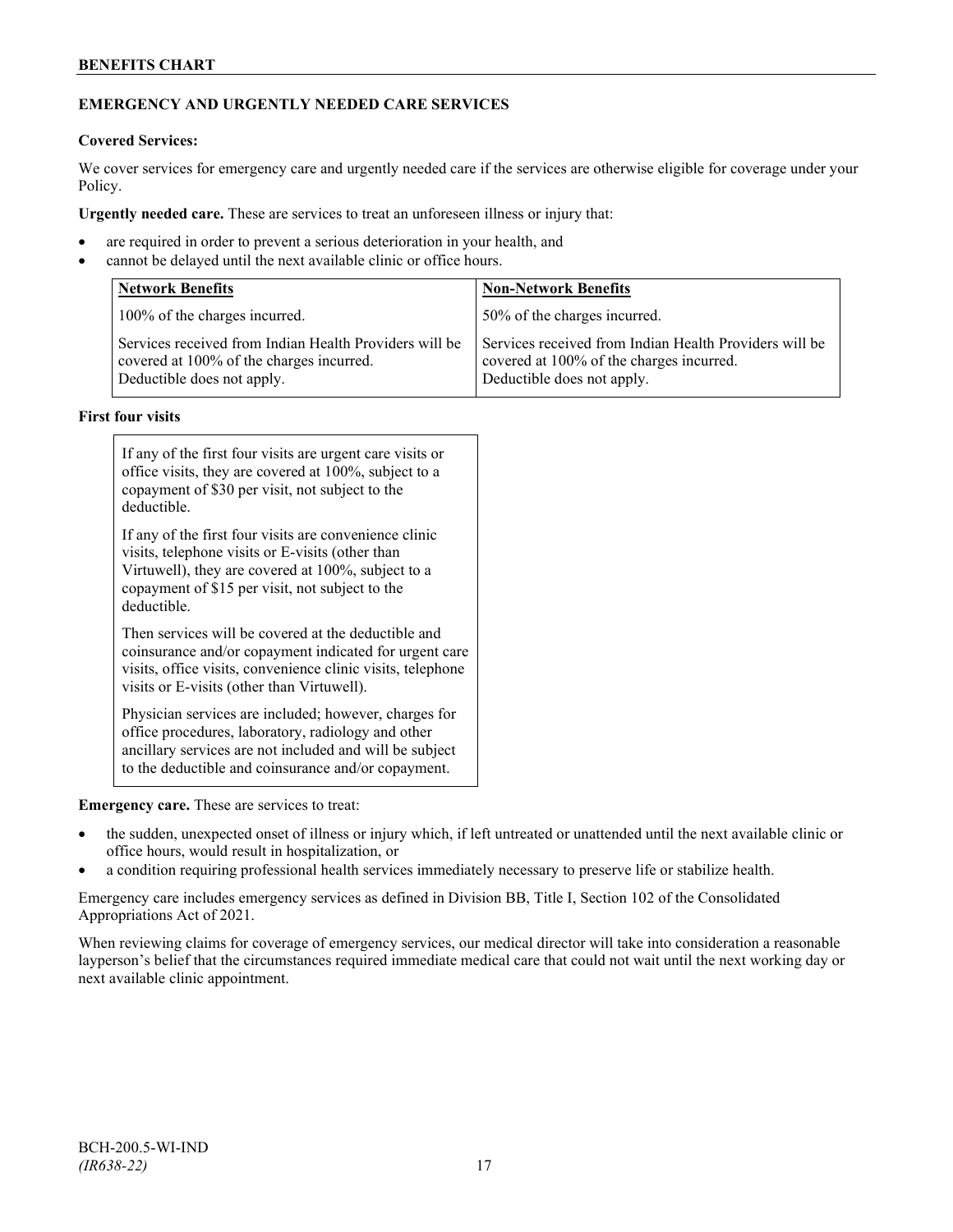## EMERGENCY AND URGENTLY NEEDED CARE SERVICES

**Covered Services:**

We cover services for emergency care and urgently needed care if the services are otherwise eligible for coverage under your Policy.

**Urgently needed care.** These are services to treat an unforeseen illness or injury that:

- are required in order to prevent a serious deterioration in your health, and
- cannot be delayed until the next available clinic or office hours.

| Network Benefits | Non-Network Benefits |
|---|---|
| 100% of the charges incurred. | 50% of the charges incurred. |
| Services received from Indian Health Providers will be covered at 100% of the charges incurred. Deductible does not apply. | Services received from Indian Health Providers will be covered at 100% of the charges incurred. Deductible does not apply. |

**First four visits**

| |
|---|
| If any of the first four visits are urgent care visits or office visits, they are covered at 100%, subject to a copayment of $30 per visit, not subject to the deductible. |
| If any of the first four visits are convenience clinic visits, telephone visits or E-visits (other than Virtuwell), they are covered at 100%, subject to a copayment of $15 per visit, not subject to the deductible. |
| Then services will be covered at the deductible and coinsurance and/or copayment indicated for urgent care visits, office visits, convenience clinic visits, telephone visits or E-visits (other than Virtuwell). |
| Physician services are included; however, charges for office procedures, laboratory, radiology and other ancillary services are not included and will be subject to the deductible and coinsurance and/or copayment. |

**Emergency care.** These are services to treat:

- the sudden, unexpected onset of illness or injury which, if left untreated or unattended until the next available clinic or office hours, would result in hospitalization, or
- a condition requiring professional health services immediately necessary to preserve life or stabilize health.

Emergency care includes emergency services as defined in Division BB, Title I, Section 102 of the Consolidated Appropriations Act of 2021.

When reviewing claims for coverage of emergency services, our medical director will take into consideration a reasonable layperson's belief that the circumstances required immediate medical care that could not wait until the next working day or next available clinic appointment.

BCH-200.5-WI-IND
*(IR638-22)*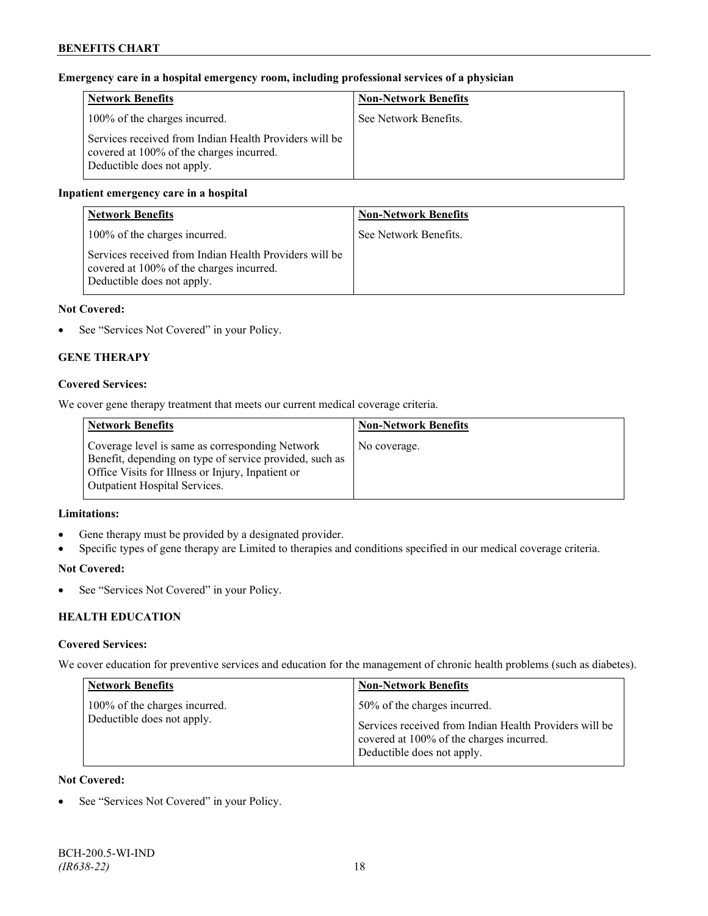**Emergency care in a hospital emergency room, including professional services of a physician**

| Network Benefits | Non-Network Benefits |
| --- | --- |
| 100% of the charges incurred.<br><br>Services received from Indian Health Providers will be covered at 100% of the charges incurred. Deductible does not apply. | See Network Benefits. |

**Inpatient emergency care in a hospital**

| Network Benefits | Non-Network Benefits |
| --- | --- |
| 100% of the charges incurred.<br><br>Services received from Indian Health Providers will be covered at 100% of the charges incurred. Deductible does not apply. | See Network Benefits. |

**Not Covered:**

- See "Services Not Covered" in your Policy.

### GENE THERAPY

**Covered Services:**

We cover gene therapy treatment that meets our current medical coverage criteria.

| Network Benefits | Non-Network Benefits |
| --- | --- |
| Coverage level is same as corresponding Network Benefit, depending on type of service provided, such as Office Visits for Illness or Injury, Inpatient or Outpatient Hospital Services. | No coverage. |

**Limitations:**

- Gene therapy must be provided by a designated provider.
- Specific types of gene therapy are Limited to therapies and conditions specified in our medical coverage criteria.

**Not Covered:**

- See "Services Not Covered" in your Policy.

### HEALTH EDUCATION

**Covered Services:**

We cover education for preventive services and education for the management of chronic health problems (such as diabetes).

| Network Benefits | Non-Network Benefits |
| --- | --- |
| 100% of the charges incurred.<br>Deductible does not apply. | 50% of the charges incurred.<br><br>Services received from Indian Health Providers will be covered at 100% of the charges incurred. Deductible does not apply. |

**Not Covered:**

- See "Services Not Covered" in your Policy.

BCH-200.5-WI-IND
*(IR638-22)*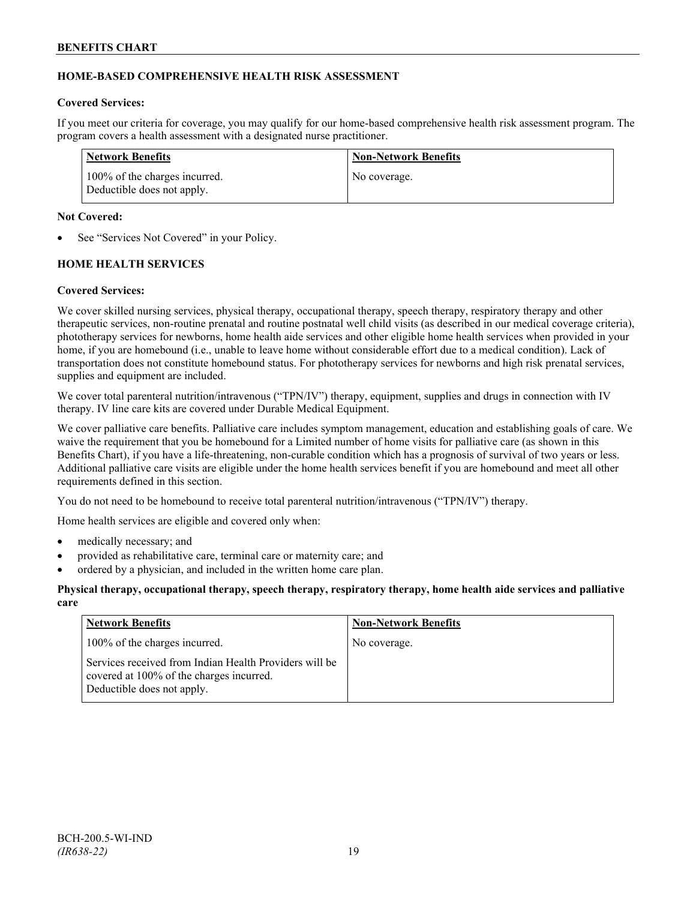## HOME-BASED COMPREHENSIVE HEALTH RISK ASSESSMENT

**Covered Services:**

If you meet our criteria for coverage, you may qualify for our home-based comprehensive health risk assessment program. The program covers a health assessment with a designated nurse practitioner.

| Network Benefits | Non-Network Benefits |
| --- | --- |
| 100% of the charges incurred.<br>Deductible does not apply. | No coverage. |

**Not Covered:**

- See "Services Not Covered" in your Policy.

## HOME HEALTH SERVICES

**Covered Services:**

We cover skilled nursing services, physical therapy, occupational therapy, speech therapy, respiratory therapy and other therapeutic services, non-routine prenatal and routine postnatal well child visits (as described in our medical coverage criteria), phototherapy services for newborns, home health aide services and other eligible home health services when provided in your home, if you are homebound (i.e., unable to leave home without considerable effort due to a medical condition). Lack of transportation does not constitute homebound status. For phototherapy services for newborns and high risk prenatal services, supplies and equipment are included.

We cover total parenteral nutrition/intravenous ("TPN/IV") therapy, equipment, supplies and drugs in connection with IV therapy. IV line care kits are covered under Durable Medical Equipment.

We cover palliative care benefits. Palliative care includes symptom management, education and establishing goals of care. We waive the requirement that you be homebound for a Limited number of home visits for palliative care (as shown in this Benefits Chart), if you have a life-threatening, non-curable condition which has a prognosis of survival of two years or less. Additional palliative care visits are eligible under the home health services benefit if you are homebound and meet all other requirements defined in this section.

You do not need to be homebound to receive total parenteral nutrition/intravenous ("TPN/IV") therapy.

Home health services are eligible and covered only when:

- medically necessary; and
- provided as rehabilitative care, terminal care or maternity care; and
- ordered by a physician, and included in the written home care plan.

**Physical therapy, occupational therapy, speech therapy, respiratory therapy, home health aide services and palliative care**

| Network Benefits | Non-Network Benefits |
| --- | --- |
| 100% of the charges incurred.<br><br>Services received from Indian Health Providers will be covered at 100% of the charges incurred.<br>Deductible does not apply. | No coverage. |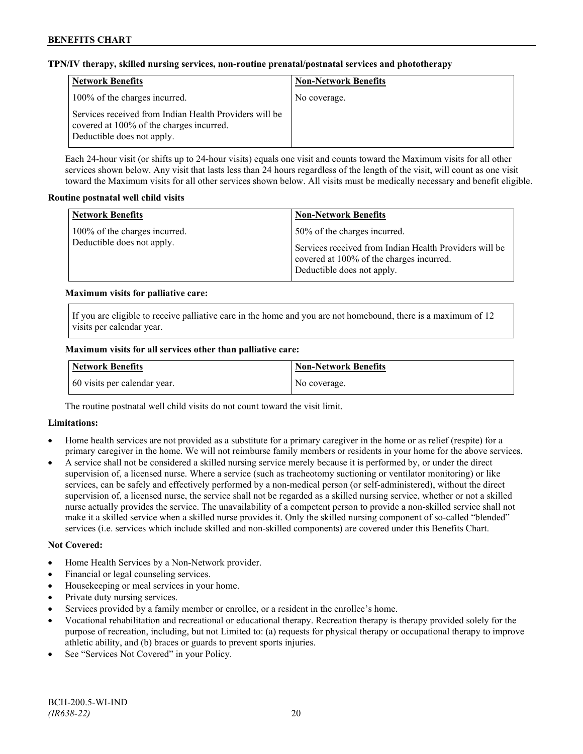**TPN/IV therapy, skilled nursing services, non-routine prenatal/postnatal services and phototherapy**

| Network Benefits | Non-Network Benefits |
| --- | --- |
| 100% of the charges incurred.<br><br>Services received from Indian Health Providers will be covered at 100% of the charges incurred. Deductible does not apply. | No coverage. |

Each 24-hour visit (or shifts up to 24-hour visits) equals one visit and counts toward the Maximum visits for all other services shown below. Any visit that lasts less than 24 hours regardless of the length of the visit, will count as one visit toward the Maximum visits for all other services shown below. All visits must be medically necessary and benefit eligible.

**Routine postnatal well child visits**

| Network Benefits | Non-Network Benefits |
| --- | --- |
| 100% of the charges incurred. Deductible does not apply. | 50% of the charges incurred.<br><br>Services received from Indian Health Providers will be covered at 100% of the charges incurred. Deductible does not apply. |

**Maximum visits for palliative care:**

If you are eligible to receive palliative care in the home and you are not homebound, there is a maximum of 12 visits per calendar year.

**Maximum visits for all services other than palliative care:**

| Network Benefits | Non-Network Benefits |
| --- | --- |
| 60 visits per calendar year. | No coverage. |

The routine postnatal well child visits do not count toward the visit limit.

**Limitations:**

- Home health services are not provided as a substitute for a primary caregiver in the home or as relief (respite) for a primary caregiver in the home. We will not reimburse family members or residents in your home for the above services.
- A service shall not be considered a skilled nursing service merely because it is performed by, or under the direct supervision of, a licensed nurse. Where a service (such as tracheotomy suctioning or ventilator monitoring) or like services, can be safely and effectively performed by a non-medical person (or self-administered), without the direct supervision of, a licensed nurse, the service shall not be regarded as a skilled nursing service, whether or not a skilled nurse actually provides the service. The unavailability of a competent person to provide a non-skilled service shall not make it a skilled service when a skilled nurse provides it. Only the skilled nursing component of so-called "blended" services (i.e. services which include skilled and non-skilled components) are covered under this Benefits Chart.

**Not Covered:**

- Home Health Services by a Non-Network provider.
- Financial or legal counseling services.
- Housekeeping or meal services in your home.
- Private duty nursing services.
- Services provided by a family member or enrollee, or a resident in the enrollee's home.
- Vocational rehabilitation and recreational or educational therapy. Recreation therapy is therapy provided solely for the purpose of recreation, including, but not Limited to: (a) requests for physical therapy or occupational therapy to improve athletic ability, and (b) braces or guards to prevent sports injuries.
- See "Services Not Covered" in your Policy.

BCH-200.5-WI-IND
*(IR638-22)*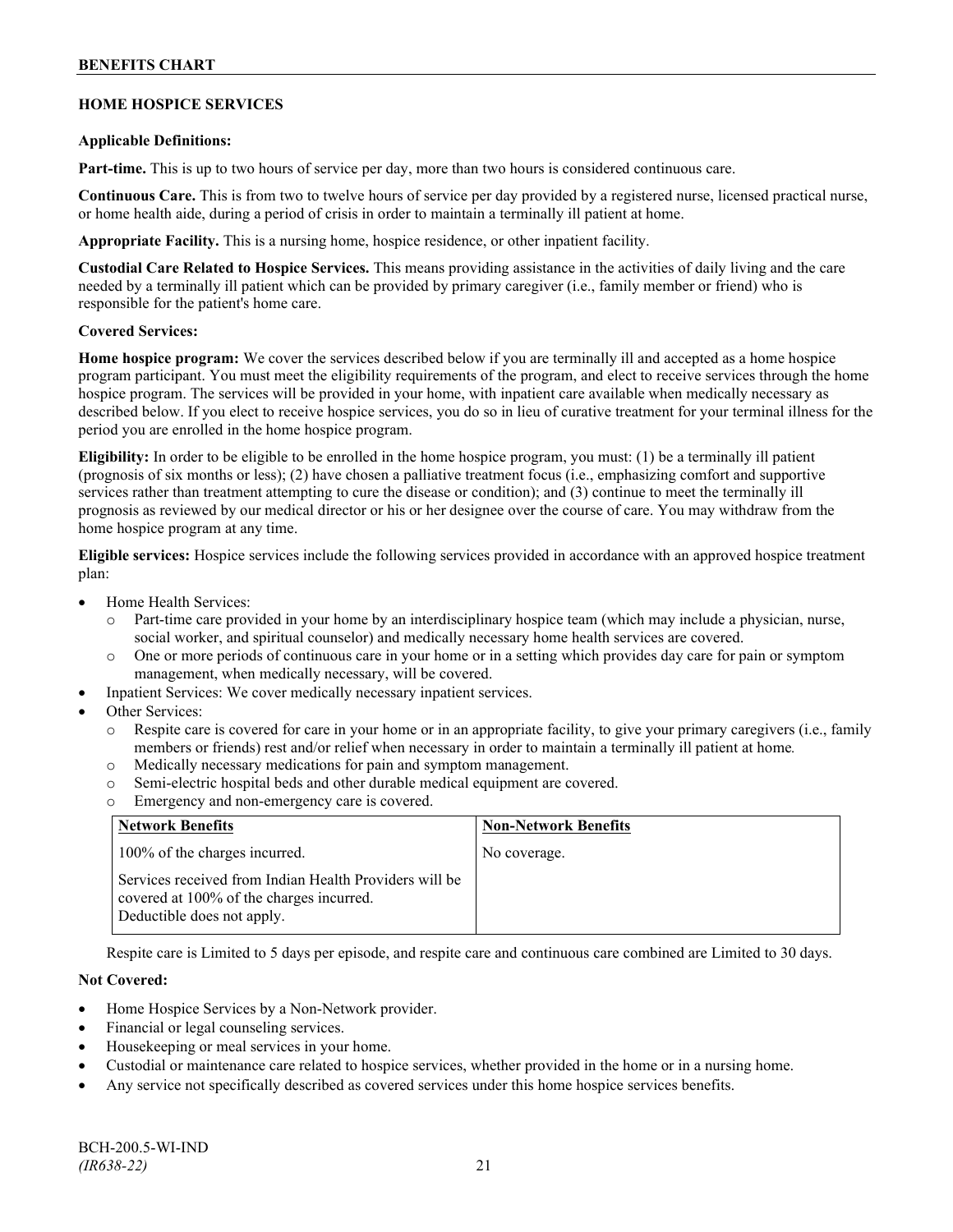## HOME HOSPICE SERVICES

**Applicable Definitions:**

**Part-time.** This is up to two hours of service per day, more than two hours is considered continuous care.

**Continuous Care.** This is from two to twelve hours of service per day provided by a registered nurse, licensed practical nurse, or home health aide, during a period of crisis in order to maintain a terminally ill patient at home.

**Appropriate Facility.** This is a nursing home, hospice residence, or other inpatient facility.

**Custodial Care Related to Hospice Services.** This means providing assistance in the activities of daily living and the care needed by a terminally ill patient which can be provided by primary caregiver (i.e., family member or friend) who is responsible for the patient's home care.

**Covered Services:**

**Home hospice program:** We cover the services described below if you are terminally ill and accepted as a home hospice program participant. You must meet the eligibility requirements of the program, and elect to receive services through the home hospice program. The services will be provided in your home, with inpatient care available when medically necessary as described below. If you elect to receive hospice services, you do so in lieu of curative treatment for your terminal illness for the period you are enrolled in the home hospice program.

**Eligibility:** In order to be eligible to be enrolled in the home hospice program, you must: (1) be a terminally ill patient (prognosis of six months or less); (2) have chosen a palliative treatment focus (i.e., emphasizing comfort and supportive services rather than treatment attempting to cure the disease or condition); and (3) continue to meet the terminally ill prognosis as reviewed by our medical director or his or her designee over the course of care. You may withdraw from the home hospice program at any time.

**Eligible services:** Hospice services include the following services provided in accordance with an approved hospice treatment plan:

- Home Health Services:
  - Part-time care provided in your home by an interdisciplinary hospice team (which may include a physician, nurse, social worker, and spiritual counselor) and medically necessary home health services are covered.
  - One or more periods of continuous care in your home or in a setting which provides day care for pain or symptom management, when medically necessary, will be covered.
- Inpatient Services: We cover medically necessary inpatient services.
- Other Services:
  - Respite care is covered for care in your home or in an appropriate facility, to give your primary caregivers (i.e., family members or friends) rest and/or relief when necessary in order to maintain a terminally ill patient at home.
  - Medically necessary medications for pain and symptom management.
  - Semi-electric hospital beds and other durable medical equipment are covered.
  - Emergency and non-emergency care is covered.

| Network Benefits | Non-Network Benefits |
|---|---|
| 100% of the charges incurred.<br><br>Services received from Indian Health Providers will be covered at 100% of the charges incurred.<br>Deductible does not apply. | No coverage. |

Respite care is Limited to 5 days per episode, and respite care and continuous care combined are Limited to 30 days.

**Not Covered:**

- Home Hospice Services by a Non-Network provider.
- Financial or legal counseling services.
- Housekeeping or meal services in your home.
- Custodial or maintenance care related to hospice services, whether provided in the home or in a nursing home.
- Any service not specifically described as covered services under this home hospice services benefits.

BCH-200.5-WI-IND
*(IR638-22)*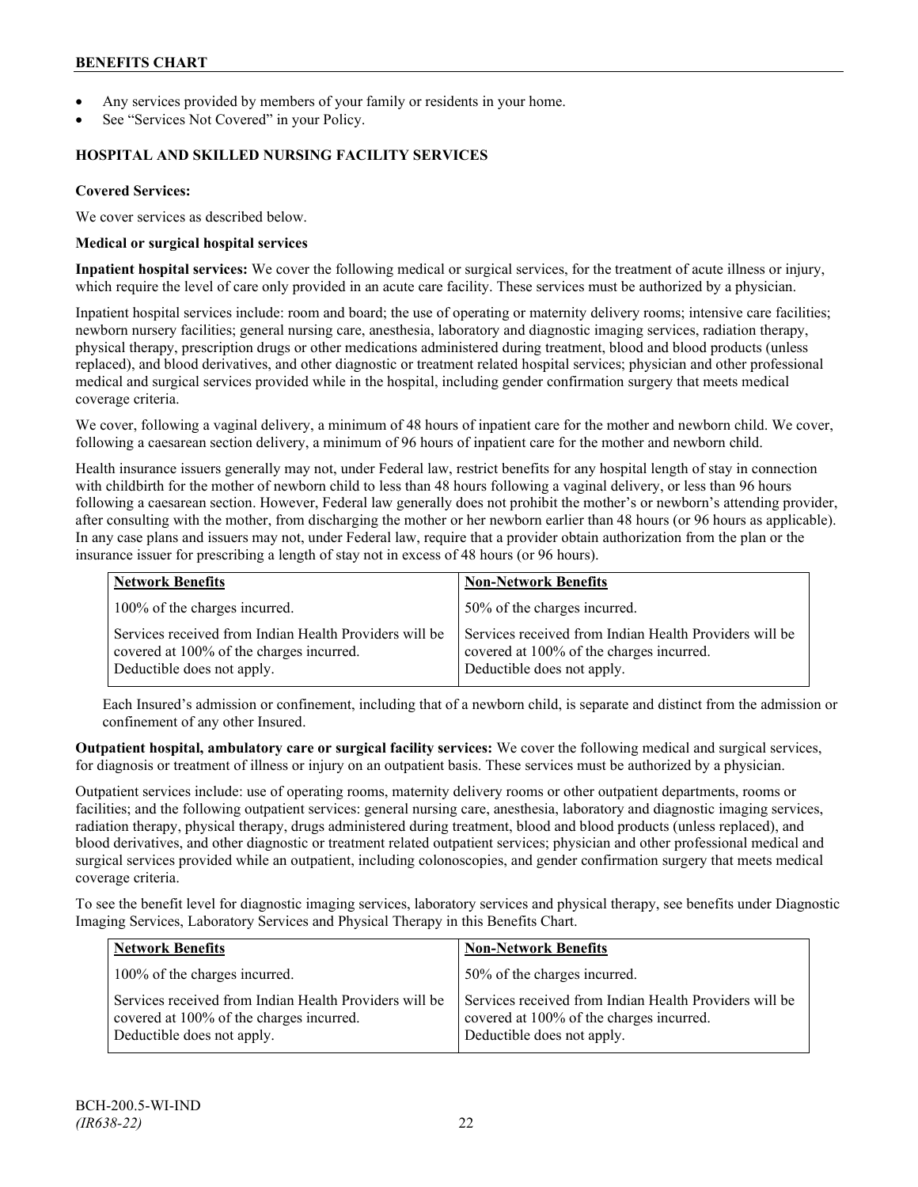- Any services provided by members of your family or residents in your home.
- See "Services Not Covered" in your Policy.

### HOSPITAL AND SKILLED NURSING FACILITY SERVICES

**Covered Services:**

We cover services as described below.

**Medical or surgical hospital services**

**Inpatient hospital services:** We cover the following medical or surgical services, for the treatment of acute illness or injury, which require the level of care only provided in an acute care facility. These services must be authorized by a physician.

Inpatient hospital services include: room and board; the use of operating or maternity delivery rooms; intensive care facilities; newborn nursery facilities; general nursing care, anesthesia, laboratory and diagnostic imaging services, radiation therapy, physical therapy, prescription drugs or other medications administered during treatment, blood and blood products (unless replaced), and blood derivatives, and other diagnostic or treatment related hospital services; physician and other professional medical and surgical services provided while in the hospital, including gender confirmation surgery that meets medical coverage criteria.

We cover, following a vaginal delivery, a minimum of 48 hours of inpatient care for the mother and newborn child. We cover, following a caesarean section delivery, a minimum of 96 hours of inpatient care for the mother and newborn child.

Health insurance issuers generally may not, under Federal law, restrict benefits for any hospital length of stay in connection with childbirth for the mother of newborn child to less than 48 hours following a vaginal delivery, or less than 96 hours following a caesarean section. However, Federal law generally does not prohibit the mother's or newborn's attending provider, after consulting with the mother, from discharging the mother or her newborn earlier than 48 hours (or 96 hours as applicable). In any case plans and issuers may not, under Federal law, require that a provider obtain authorization from the plan or the insurance issuer for prescribing a length of stay not in excess of 48 hours (or 96 hours).

| Network Benefits | Non-Network Benefits |
|---|---|
| 100% of the charges incurred. | 50% of the charges incurred. |
| Services received from Indian Health Providers will be covered at 100% of the charges incurred. Deductible does not apply. | Services received from Indian Health Providers will be covered at 100% of the charges incurred. Deductible does not apply. |

Each Insured's admission or confinement, including that of a newborn child, is separate and distinct from the admission or confinement of any other Insured.

**Outpatient hospital, ambulatory care or surgical facility services:** We cover the following medical and surgical services, for diagnosis or treatment of illness or injury on an outpatient basis. These services must be authorized by a physician.

Outpatient services include: use of operating rooms, maternity delivery rooms or other outpatient departments, rooms or facilities; and the following outpatient services: general nursing care, anesthesia, laboratory and diagnostic imaging services, radiation therapy, physical therapy, drugs administered during treatment, blood and blood products (unless replaced), and blood derivatives, and other diagnostic or treatment related outpatient services; physician and other professional medical and surgical services provided while an outpatient, including colonoscopies, and gender confirmation surgery that meets medical coverage criteria.

To see the benefit level for diagnostic imaging services, laboratory services and physical therapy, see benefits under Diagnostic Imaging Services, Laboratory Services and Physical Therapy in this Benefits Chart.

| Network Benefits | Non-Network Benefits |
|---|---|
| 100% of the charges incurred. | 50% of the charges incurred. |
| Services received from Indian Health Providers will be covered at 100% of the charges incurred. Deductible does not apply. | Services received from Indian Health Providers will be covered at 100% of the charges incurred. Deductible does not apply. |

BCH-200.5-WI-IND
*(IR638-22)*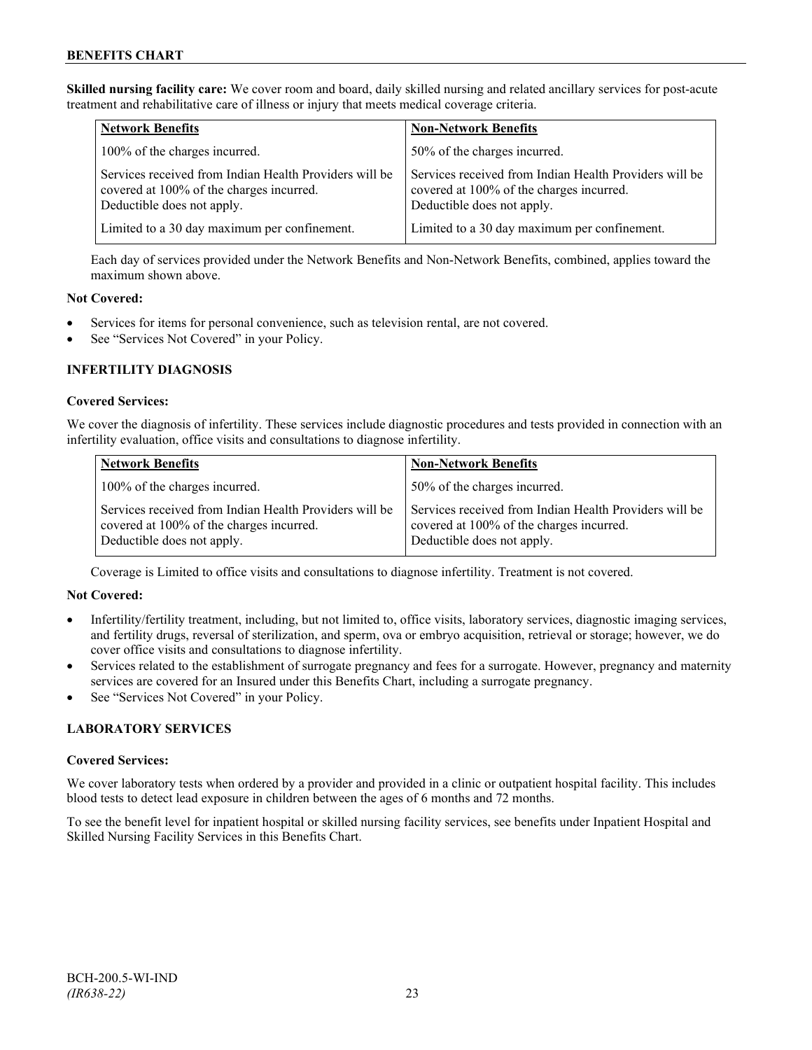**Skilled nursing facility care:** We cover room and board, daily skilled nursing and related ancillary services for post-acute treatment and rehabilitative care of illness or injury that meets medical coverage criteria.

| Network Benefits | Non-Network Benefits |
|---|---|
| 100% of the charges incurred. | 50% of the charges incurred. |
| Services received from Indian Health Providers will be covered at 100% of the charges incurred. Deductible does not apply. | Services received from Indian Health Providers will be covered at 100% of the charges incurred. Deductible does not apply. |
| Limited to a 30 day maximum per confinement. | Limited to a 30 day maximum per confinement. |

Each day of services provided under the Network Benefits and Non-Network Benefits, combined, applies toward the maximum shown above.

**Not Covered:**

- Services for items for personal convenience, such as television rental, are not covered.
- See "Services Not Covered" in your Policy.

### INFERTILITY DIAGNOSIS

**Covered Services:**

We cover the diagnosis of infertility. These services include diagnostic procedures and tests provided in connection with an infertility evaluation, office visits and consultations to diagnose infertility.

| Network Benefits | Non-Network Benefits |
|---|---|
| 100% of the charges incurred. | 50% of the charges incurred. |
| Services received from Indian Health Providers will be covered at 100% of the charges incurred. Deductible does not apply. | Services received from Indian Health Providers will be covered at 100% of the charges incurred. Deductible does not apply. |

Coverage is Limited to office visits and consultations to diagnose infertility. Treatment is not covered.

**Not Covered:**

- Infertility/fertility treatment, including, but not limited to, office visits, laboratory services, diagnostic imaging services, and fertility drugs, reversal of sterilization, and sperm, ova or embryo acquisition, retrieval or storage; however, we do cover office visits and consultations to diagnose infertility.
- Services related to the establishment of surrogate pregnancy and fees for a surrogate. However, pregnancy and maternity services are covered for an Insured under this Benefits Chart, including a surrogate pregnancy.
- See "Services Not Covered" in your Policy.

### LABORATORY SERVICES

**Covered Services:**

We cover laboratory tests when ordered by a provider and provided in a clinic or outpatient hospital facility. This includes blood tests to detect lead exposure in children between the ages of 6 months and 72 months.

To see the benefit level for inpatient hospital or skilled nursing facility services, see benefits under Inpatient Hospital and Skilled Nursing Facility Services in this Benefits Chart.

BCH-200.5-WI-IND
*(IR638-22)*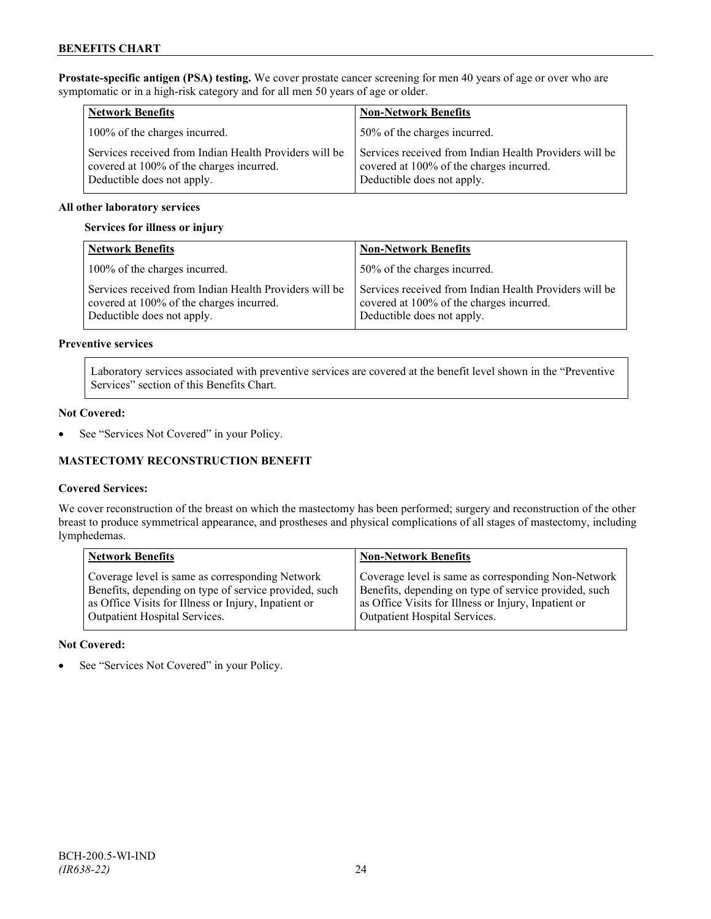**Prostate-specific antigen (PSA) testing.** We cover prostate cancer screening for men 40 years of age or over who are symptomatic or in a high-risk category and for all men 50 years of age or older.

| Network Benefits | Non-Network Benefits |
|---|---|
| 100% of the charges incurred. | 50% of the charges incurred. |
| Services received from Indian Health Providers will be covered at 100% of the charges incurred. Deductible does not apply. | Services received from Indian Health Providers will be covered at 100% of the charges incurred. Deductible does not apply. |

**All other laboratory services**

**Services for illness or injury**

| Network Benefits | Non-Network Benefits |
|---|---|
| 100% of the charges incurred. | 50% of the charges incurred. |
| Services received from Indian Health Providers will be covered at 100% of the charges incurred. Deductible does not apply. | Services received from Indian Health Providers will be covered at 100% of the charges incurred. Deductible does not apply. |

**Preventive services**

Laboratory services associated with preventive services are covered at the benefit level shown in the "Preventive Services" section of this Benefits Chart.

**Not Covered:**

- See "Services Not Covered" in your Policy.

**MASTECTOMY RECONSTRUCTION BENEFIT**

**Covered Services:**

We cover reconstruction of the breast on which the mastectomy has been performed; surgery and reconstruction of the other breast to produce symmetrical appearance, and prostheses and physical complications of all stages of mastectomy, including lymphedemas.

| Network Benefits | Non-Network Benefits |
|---|---|
| Coverage level is same as corresponding Network Benefits, depending on type of service provided, such as Office Visits for Illness or Injury, Inpatient or Outpatient Hospital Services. | Coverage level is same as corresponding Non-Network Benefits, depending on type of service provided, such as Office Visits for Illness or Injury, Inpatient or Outpatient Hospital Services. |

**Not Covered:**

- See "Services Not Covered" in your Policy.

BCH-200.5-WI-IND
*(IR638-22)*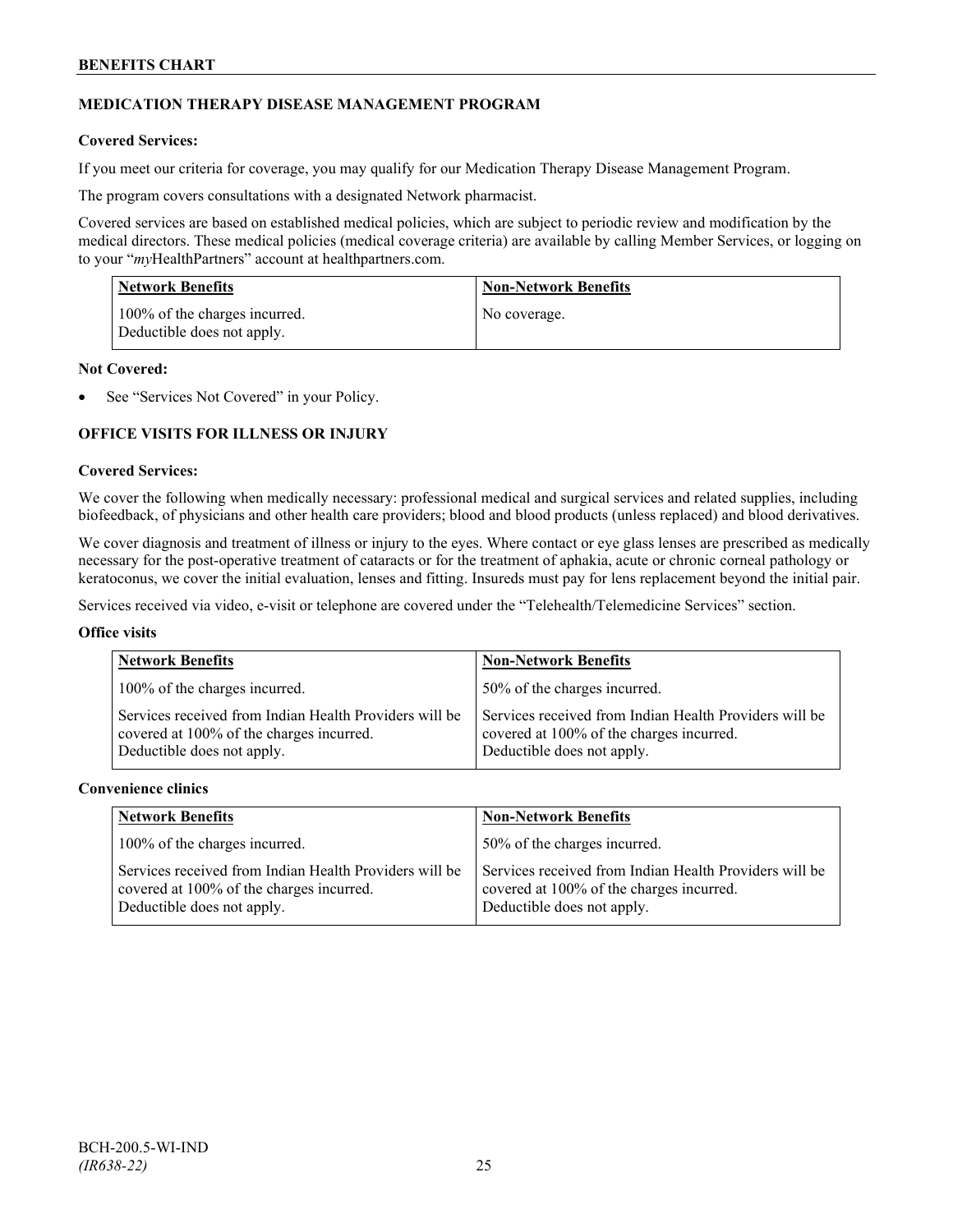## MEDICATION THERAPY DISEASE MANAGEMENT PROGRAM

**Covered Services:**

If you meet our criteria for coverage, you may qualify for our Medication Therapy Disease Management Program.

The program covers consultations with a designated Network pharmacist.

Covered services are based on established medical policies, which are subject to periodic review and modification by the medical directors. These medical policies (medical coverage criteria) are available by calling Member Services, or logging on to your "*my*HealthPartners" account at healthpartners.com.

| Network Benefits | Non-Network Benefits |
|---|---|
| 100% of the charges incurred.<br>Deductible does not apply. | No coverage. |

**Not Covered:**

- See "Services Not Covered" in your Policy.

## OFFICE VISITS FOR ILLNESS OR INJURY

**Covered Services:**

We cover the following when medically necessary: professional medical and surgical services and related supplies, including biofeedback, of physicians and other health care providers; blood and blood products (unless replaced) and blood derivatives.

We cover diagnosis and treatment of illness or injury to the eyes. Where contact or eye glass lenses are prescribed as medically necessary for the post-operative treatment of cataracts or for the treatment of aphakia, acute or chronic corneal pathology or keratoconus, we cover the initial evaluation, lenses and fitting. Insureds must pay for lens replacement beyond the initial pair.

Services received via video, e-visit or telephone are covered under the "Telehealth/Telemedicine Services" section.

**Office visits**

| Network Benefits | Non-Network Benefits |
|---|---|
| 100% of the charges incurred. | 50% of the charges incurred. |
| Services received from Indian Health Providers will be covered at 100% of the charges incurred.<br>Deductible does not apply. | Services received from Indian Health Providers will be covered at 100% of the charges incurred.<br>Deductible does not apply. |

**Convenience clinics**

| Network Benefits | Non-Network Benefits |
|---|---|
| 100% of the charges incurred. | 50% of the charges incurred. |
| Services received from Indian Health Providers will be covered at 100% of the charges incurred.<br>Deductible does not apply. | Services received from Indian Health Providers will be covered at 100% of the charges incurred.<br>Deductible does not apply. |

BCH-200.5-WI-IND
*(IR638-22)*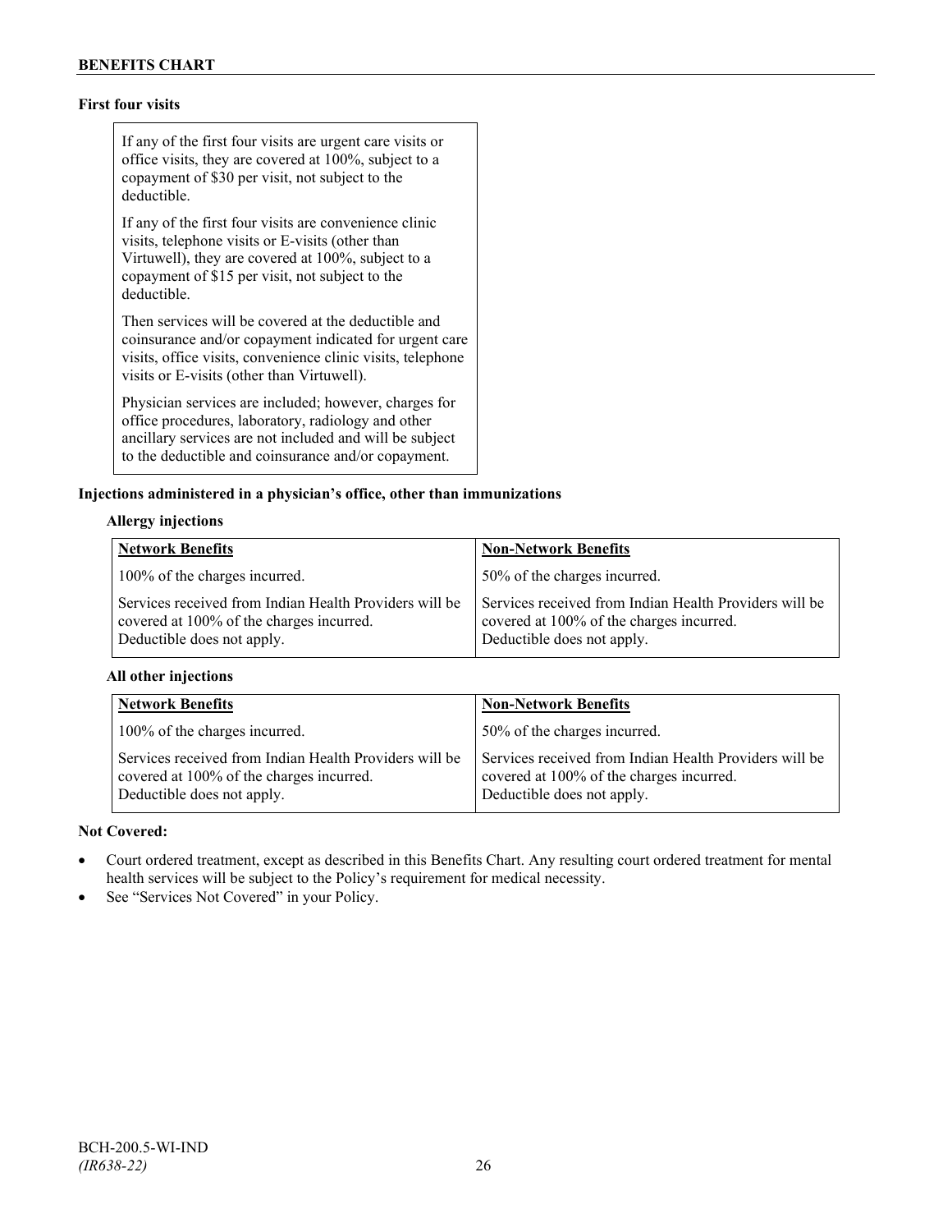**First four visits**

| If any of the first four visits are urgent care visits or office visits, they are covered at 100%, subject to a copayment of $30 per visit, not subject to the deductible.<br><br>If any of the first four visits are convenience clinic visits, telephone visits or E-visits (other than Virtuwell), they are covered at 100%, subject to a copayment of $15 per visit, not subject to the deductible.<br><br>Then services will be covered at the deductible and coinsurance and/or copayment indicated for urgent care visits, office visits, convenience clinic visits, telephone visits or E-visits (other than Virtuwell).<br><br>Physician services are included; however, charges for office procedures, laboratory, radiology and other ancillary services are not included and will be subject to the deductible and coinsurance and/or copayment. |
|---|

**Injections administered in a physician's office, other than immunizations**

**Allergy injections**

| Network Benefits | Non-Network Benefits |
|---|---|
| 100% of the charges incurred. | 50% of the charges incurred. |
| Services received from Indian Health Providers will be covered at 100% of the charges incurred. Deductible does not apply. | Services received from Indian Health Providers will be covered at 100% of the charges incurred. Deductible does not apply. |

**All other injections**

| Network Benefits | Non-Network Benefits |
|---|---|
| 100% of the charges incurred. | 50% of the charges incurred. |
| Services received from Indian Health Providers will be covered at 100% of the charges incurred. Deductible does not apply. | Services received from Indian Health Providers will be covered at 100% of the charges incurred. Deductible does not apply. |

**Not Covered:**

- Court ordered treatment, except as described in this Benefits Chart. Any resulting court ordered treatment for mental health services will be subject to the Policy's requirement for medical necessity.
- See "Services Not Covered" in your Policy.

BCH-200.5-WI-IND
*(IR638-22)*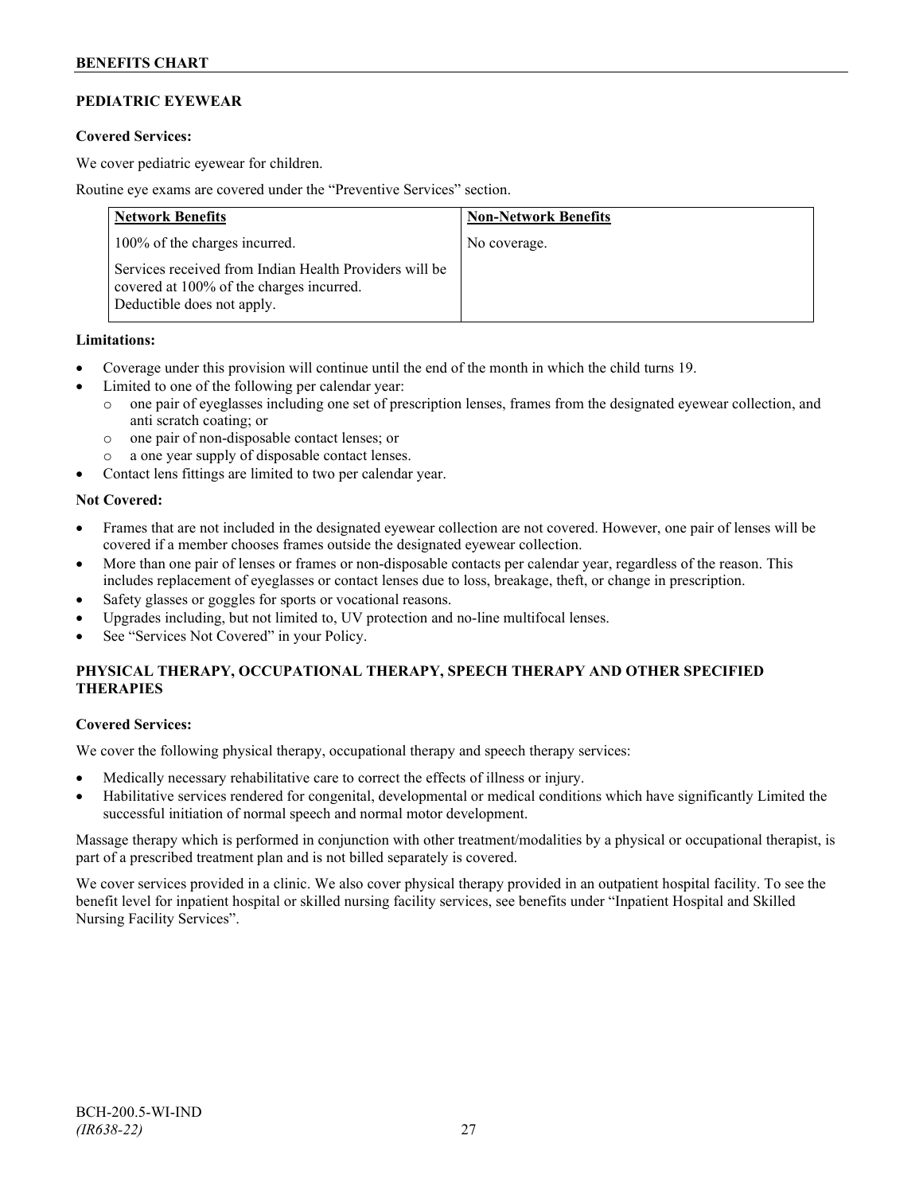## PEDIATRIC EYEWEAR

**Covered Services:**

We cover pediatric eyewear for children.

Routine eye exams are covered under the "Preventive Services" section.

| Network Benefits | Non-Network Benefits |
|---|---|
| 100% of the charges incurred.<br><br>Services received from Indian Health Providers will be covered at 100% of the charges incurred. Deductible does not apply. | No coverage. |

**Limitations:**

- Coverage under this provision will continue until the end of the month in which the child turns 19.
- Limited to one of the following per calendar year:
  - one pair of eyeglasses including one set of prescription lenses, frames from the designated eyewear collection, and anti scratch coating; or
  - one pair of non-disposable contact lenses; or
  - a one year supply of disposable contact lenses.
- Contact lens fittings are limited to two per calendar year.

**Not Covered:**

- Frames that are not included in the designated eyewear collection are not covered. However, one pair of lenses will be covered if a member chooses frames outside the designated eyewear collection.
- More than one pair of lenses or frames or non-disposable contacts per calendar year, regardless of the reason. This includes replacement of eyeglasses or contact lenses due to loss, breakage, theft, or change in prescription.
- Safety glasses or goggles for sports or vocational reasons.
- Upgrades including, but not limited to, UV protection and no-line multifocal lenses.
- See "Services Not Covered" in your Policy.

## PHYSICAL THERAPY, OCCUPATIONAL THERAPY, SPEECH THERAPY AND OTHER SPECIFIED THERAPIES

**Covered Services:**

We cover the following physical therapy, occupational therapy and speech therapy services:

- Medically necessary rehabilitative care to correct the effects of illness or injury.
- Habilitative services rendered for congenital, developmental or medical conditions which have significantly Limited the successful initiation of normal speech and normal motor development.

Massage therapy which is performed in conjunction with other treatment/modalities by a physical or occupational therapist, is part of a prescribed treatment plan and is not billed separately is covered.

We cover services provided in a clinic. We also cover physical therapy provided in an outpatient hospital facility. To see the benefit level for inpatient hospital or skilled nursing facility services, see benefits under "Inpatient Hospital and Skilled Nursing Facility Services".

BCH-200.5-WI-IND
*(IR638-22)*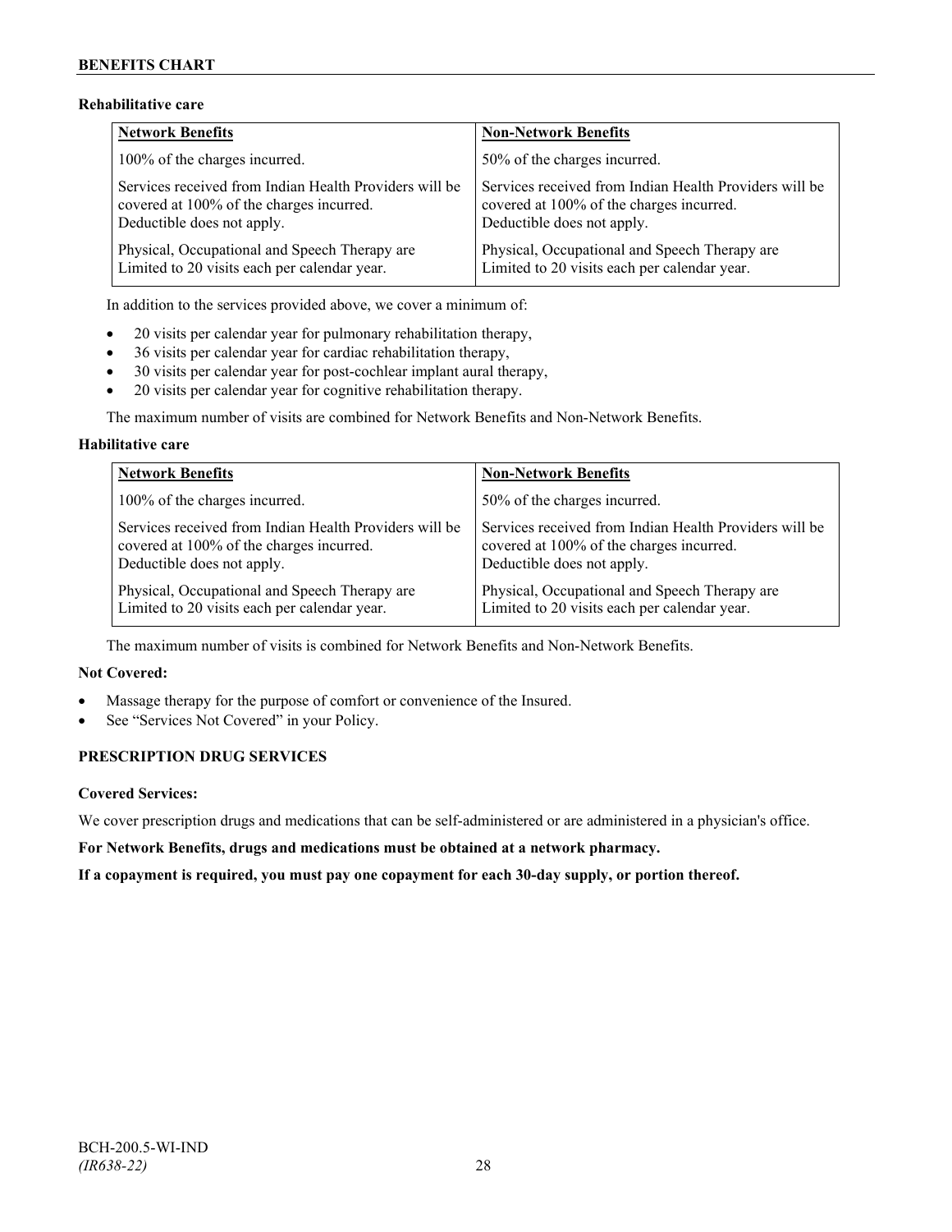### Rehabilitative care

| Network Benefits | Non-Network Benefits |
|---|---|
| 100% of the charges incurred. | 50% of the charges incurred. |
| Services received from Indian Health Providers will be covered at 100% of the charges incurred. Deductible does not apply. | Services received from Indian Health Providers will be covered at 100% of the charges incurred. Deductible does not apply. |
| Physical, Occupational and Speech Therapy are Limited to 20 visits each per calendar year. | Physical, Occupational and Speech Therapy are Limited to 20 visits each per calendar year. |

In addition to the services provided above, we cover a minimum of:

- 20 visits per calendar year for pulmonary rehabilitation therapy,
- 36 visits per calendar year for cardiac rehabilitation therapy,
- 30 visits per calendar year for post-cochlear implant aural therapy,
- 20 visits per calendar year for cognitive rehabilitation therapy.

The maximum number of visits are combined for Network Benefits and Non-Network Benefits.

### Habilitative care

| Network Benefits | Non-Network Benefits |
|---|---|
| 100% of the charges incurred. | 50% of the charges incurred. |
| Services received from Indian Health Providers will be covered at 100% of the charges incurred. Deductible does not apply. | Services received from Indian Health Providers will be covered at 100% of the charges incurred. Deductible does not apply. |
| Physical, Occupational and Speech Therapy are Limited to 20 visits each per calendar year. | Physical, Occupational and Speech Therapy are Limited to 20 visits each per calendar year. |

The maximum number of visits is combined for Network Benefits and Non-Network Benefits.

**Not Covered:**

- Massage therapy for the purpose of comfort or convenience of the Insured.
- See "Services Not Covered" in your Policy.

## PRESCRIPTION DRUG SERVICES

**Covered Services:**

We cover prescription drugs and medications that can be self-administered or are administered in a physician's office.

**For Network Benefits, drugs and medications must be obtained at a network pharmacy.**

**If a copayment is required, you must pay one copayment for each 30-day supply, or portion thereof.**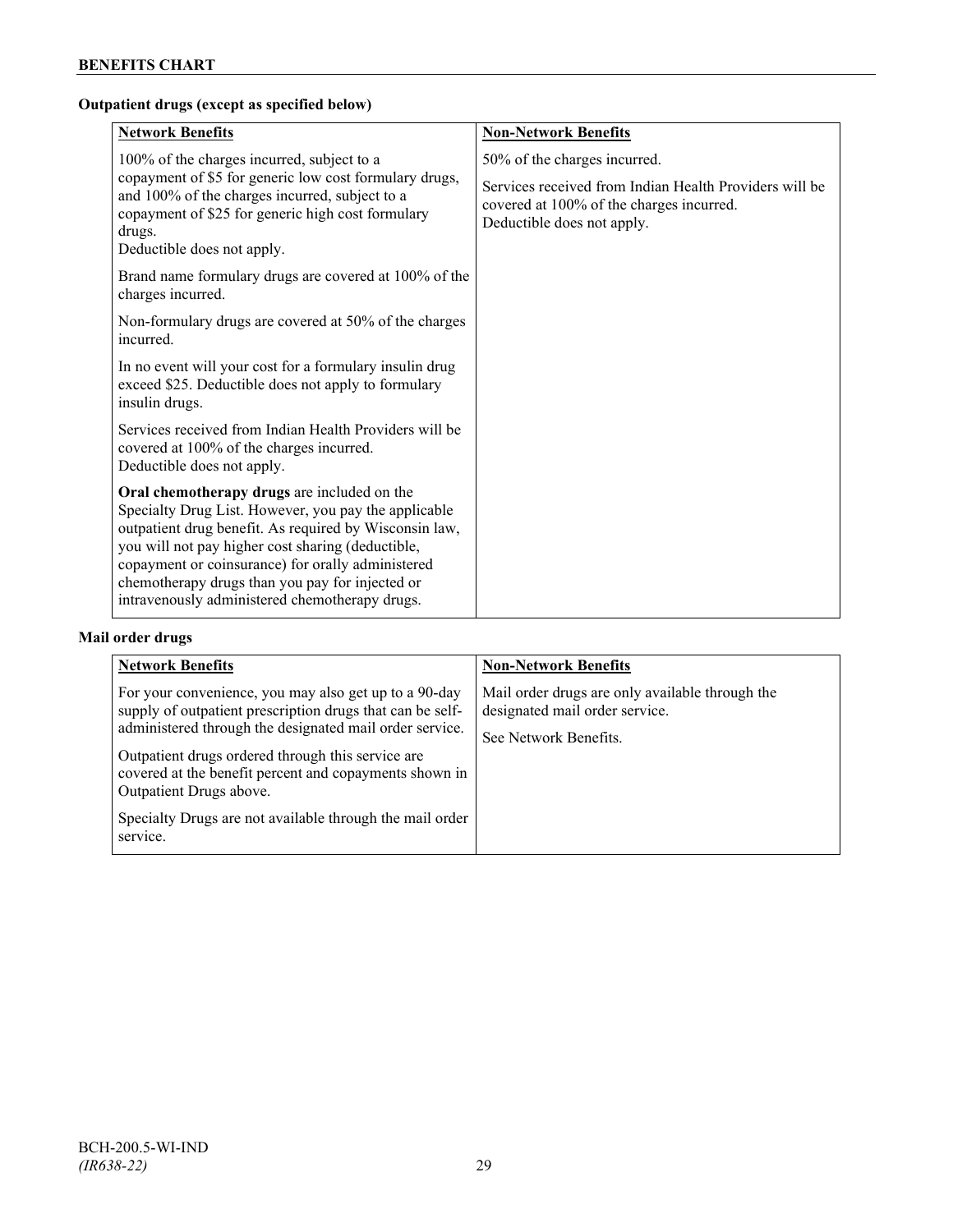### Outpatient drugs (except as specified below)

| Network Benefits | Non-Network Benefits |
| --- | --- |
| 100% of the charges incurred, subject to a copayment of $5 for generic low cost formulary drugs, and 100% of the charges incurred, subject to a copayment of $25 for generic high cost formulary drugs.<br>Deductible does not apply.<br><br>Brand name formulary drugs are covered at 100% of the charges incurred.<br><br>Non-formulary drugs are covered at 50% of the charges incurred.<br><br>In no event will your cost for a formulary insulin drug exceed $25. Deductible does not apply to formulary insulin drugs.<br><br>Services received from Indian Health Providers will be covered at 100% of the charges incurred.<br>Deductible does not apply.<br><br>**Oral chemotherapy drugs** are included on the Specialty Drug List. However, you pay the applicable outpatient drug benefit. As required by Wisconsin law, you will not pay higher cost sharing (deductible, copayment or coinsurance) for orally administered chemotherapy drugs than you pay for injected or intravenously administered chemotherapy drugs. | 50% of the charges incurred.<br><br>Services received from Indian Health Providers will be covered at 100% of the charges incurred.<br>Deductible does not apply. |

### Mail order drugs

| Network Benefits | Non-Network Benefits |
| --- | --- |
| For your convenience, you may also get up to a 90-day supply of outpatient prescription drugs that can be self-administered through the designated mail order service.<br><br>Outpatient drugs ordered through this service are covered at the benefit percent and copayments shown in Outpatient Drugs above.<br><br>Specialty Drugs are not available through the mail order service. | Mail order drugs are only available through the designated mail order service.<br><br>See Network Benefits. |

BCH-200.5-WI-IND
*(IR638-22)*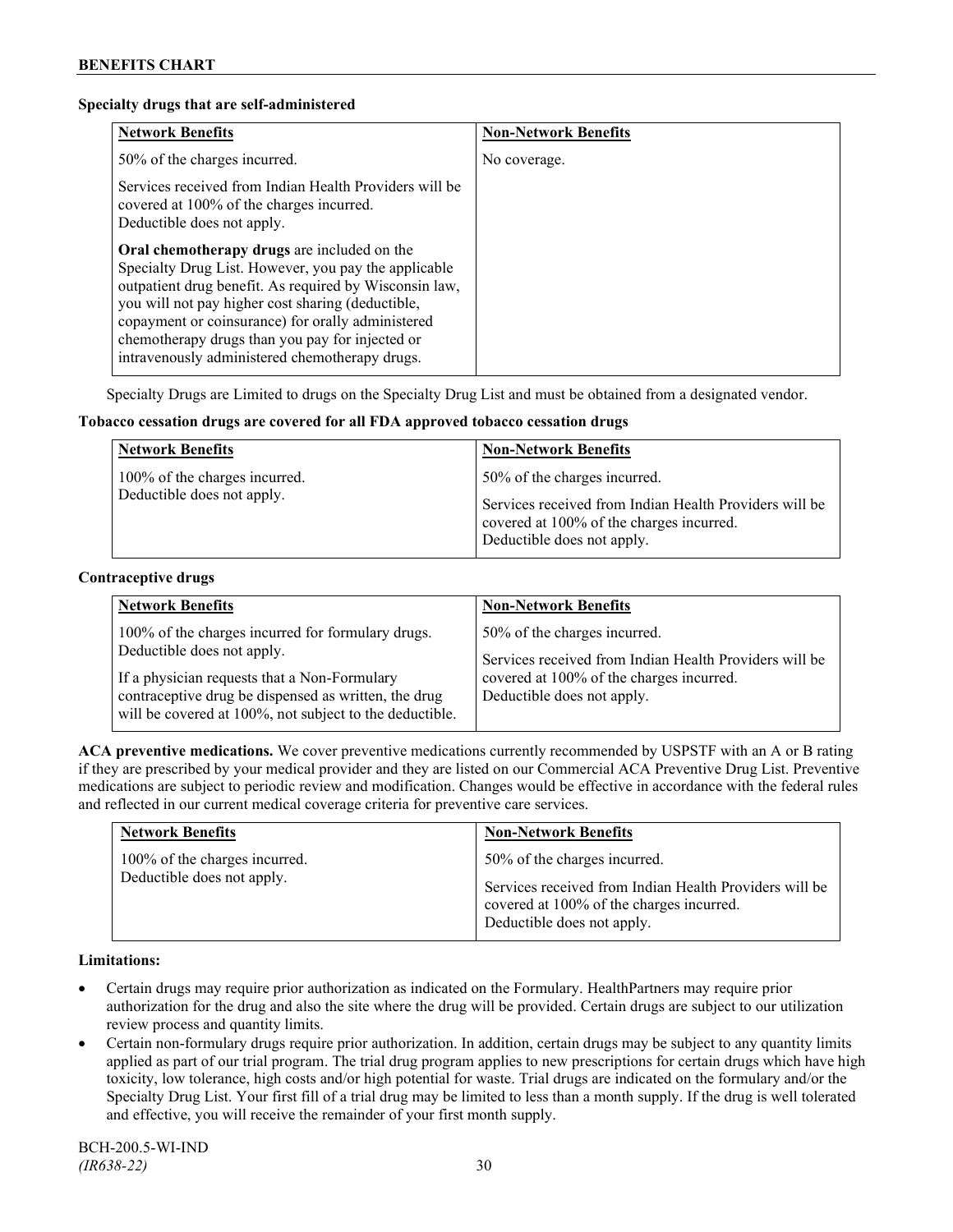**Specialty drugs that are self-administered**

| Network Benefits | Non-Network Benefits |
|---|---|
| 50% of the charges incurred.<br><br>Services received from Indian Health Providers will be covered at 100% of the charges incurred. Deductible does not apply.<br><br>**Oral chemotherapy drugs** are included on the Specialty Drug List. However, you pay the applicable outpatient drug benefit. As required by Wisconsin law, you will not pay higher cost sharing (deductible, copayment or coinsurance) for orally administered chemotherapy drugs than you pay for injected or intravenously administered chemotherapy drugs. | No coverage. |

Specialty Drugs are Limited to drugs on the Specialty Drug List and must be obtained from a designated vendor.

**Tobacco cessation drugs are covered for all FDA approved tobacco cessation drugs**

| Network Benefits | Non-Network Benefits |
|---|---|
| 100% of the charges incurred.<br>Deductible does not apply. | 50% of the charges incurred.<br><br>Services received from Indian Health Providers will be covered at 100% of the charges incurred. Deductible does not apply. |

**Contraceptive drugs**

| Network Benefits | Non-Network Benefits |
|---|---|
| 100% of the charges incurred for formulary drugs. Deductible does not apply.<br><br>If a physician requests that a Non-Formulary contraceptive drug be dispensed as written, the drug will be covered at 100%, not subject to the deductible. | 50% of the charges incurred.<br><br>Services received from Indian Health Providers will be covered at 100% of the charges incurred. Deductible does not apply. |

**ACA preventive medications.** We cover preventive medications currently recommended by USPSTF with an A or B rating if they are prescribed by your medical provider and they are listed on our Commercial ACA Preventive Drug List. Preventive medications are subject to periodic review and modification. Changes would be effective in accordance with the federal rules and reflected in our current medical coverage criteria for preventive care services.

| Network Benefits | Non-Network Benefits |
|---|---|
| 100% of the charges incurred.<br>Deductible does not apply. | 50% of the charges incurred.<br><br>Services received from Indian Health Providers will be covered at 100% of the charges incurred. Deductible does not apply. |

**Limitations:**

- Certain drugs may require prior authorization as indicated on the Formulary. HealthPartners may require prior authorization for the drug and also the site where the drug will be provided. Certain drugs are subject to our utilization review process and quantity limits.
- Certain non-formulary drugs require prior authorization. In addition, certain drugs may be subject to any quantity limits applied as part of our trial program. The trial drug program applies to new prescriptions for certain drugs which have high toxicity, low tolerance, high costs and/or high potential for waste. Trial drugs are indicated on the formulary and/or the Specialty Drug List. Your first fill of a trial drug may be limited to less than a month supply. If the drug is well tolerated and effective, you will receive the remainder of your first month supply.

BCH-200.5-WI-IND
*(IR638-22)*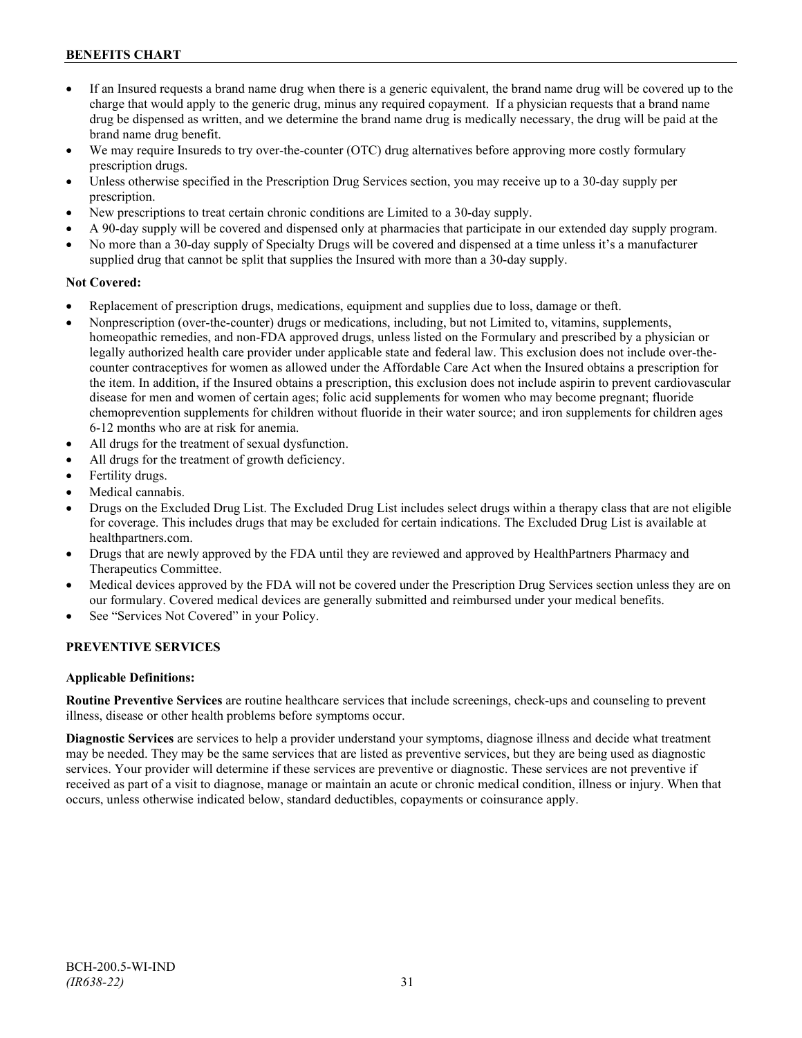- If an Insured requests a brand name drug when there is a generic equivalent, the brand name drug will be covered up to the charge that would apply to the generic drug, minus any required copayment. If a physician requests that a brand name drug be dispensed as written, and we determine the brand name drug is medically necessary, the drug will be paid at the brand name drug benefit.
- We may require Insureds to try over-the-counter (OTC) drug alternatives before approving more costly formulary prescription drugs.
- Unless otherwise specified in the Prescription Drug Services section, you may receive up to a 30-day supply per prescription.
- New prescriptions to treat certain chronic conditions are Limited to a 30-day supply.
- A 90-day supply will be covered and dispensed only at pharmacies that participate in our extended day supply program.
- No more than a 30-day supply of Specialty Drugs will be covered and dispensed at a time unless it's a manufacturer supplied drug that cannot be split that supplies the Insured with more than a 30-day supply.

**Not Covered:**

- Replacement of prescription drugs, medications, equipment and supplies due to loss, damage or theft.
- Nonprescription (over-the-counter) drugs or medications, including, but not Limited to, vitamins, supplements, homeopathic remedies, and non-FDA approved drugs, unless listed on the Formulary and prescribed by a physician or legally authorized health care provider under applicable state and federal law. This exclusion does not include over-the-counter contraceptives for women as allowed under the Affordable Care Act when the Insured obtains a prescription for the item. In addition, if the Insured obtains a prescription, this exclusion does not include aspirin to prevent cardiovascular disease for men and women of certain ages; folic acid supplements for women who may become pregnant; fluoride chemoprevention supplements for children without fluoride in their water source; and iron supplements for children ages 6-12 months who are at risk for anemia.
- All drugs for the treatment of sexual dysfunction.
- All drugs for the treatment of growth deficiency.
- Fertility drugs.
- Medical cannabis.
- Drugs on the Excluded Drug List. The Excluded Drug List includes select drugs within a therapy class that are not eligible for coverage. This includes drugs that may be excluded for certain indications. The Excluded Drug List is available at healthpartners.com.
- Drugs that are newly approved by the FDA until they are reviewed and approved by HealthPartners Pharmacy and Therapeutics Committee.
- Medical devices approved by the FDA will not be covered under the Prescription Drug Services section unless they are on our formulary. Covered medical devices are generally submitted and reimbursed under your medical benefits.
- See "Services Not Covered" in your Policy.

## PREVENTIVE SERVICES

**Applicable Definitions:**

**Routine Preventive Services** are routine healthcare services that include screenings, check-ups and counseling to prevent illness, disease or other health problems before symptoms occur.

**Diagnostic Services** are services to help a provider understand your symptoms, diagnose illness and decide what treatment may be needed. They may be the same services that are listed as preventive services, but they are being used as diagnostic services. Your provider will determine if these services are preventive or diagnostic. These services are not preventive if received as part of a visit to diagnose, manage or maintain an acute or chronic medical condition, illness or injury. When that occurs, unless otherwise indicated below, standard deductibles, copayments or coinsurance apply.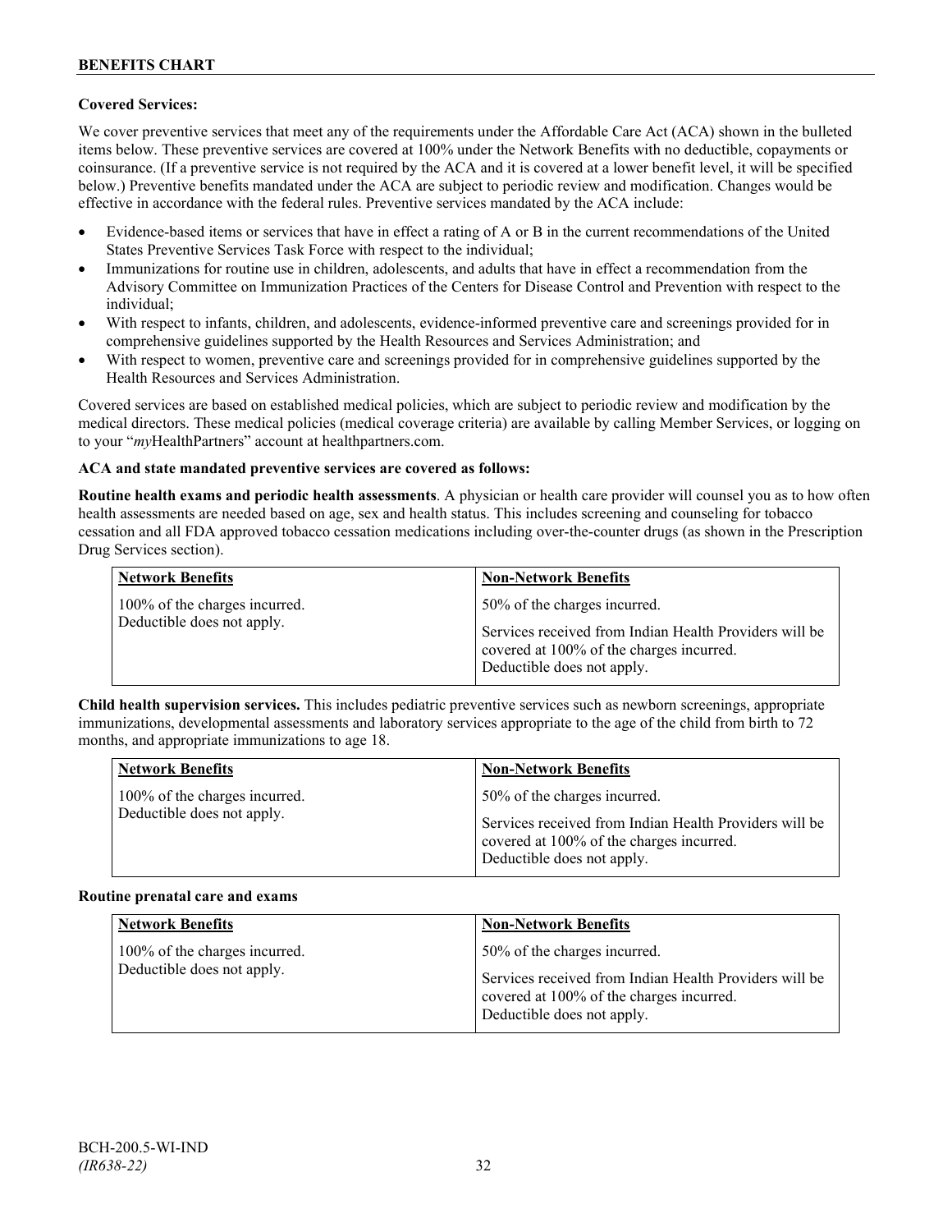**Covered Services:**

We cover preventive services that meet any of the requirements under the Affordable Care Act (ACA) shown in the bulleted items below. These preventive services are covered at 100% under the Network Benefits with no deductible, copayments or coinsurance. (If a preventive service is not required by the ACA and it is covered at a lower benefit level, it will be specified below.) Preventive benefits mandated under the ACA are subject to periodic review and modification. Changes would be effective in accordance with the federal rules. Preventive services mandated by the ACA include:

- Evidence-based items or services that have in effect a rating of A or B in the current recommendations of the United States Preventive Services Task Force with respect to the individual;
- Immunizations for routine use in children, adolescents, and adults that have in effect a recommendation from the Advisory Committee on Immunization Practices of the Centers for Disease Control and Prevention with respect to the individual;
- With respect to infants, children, and adolescents, evidence-informed preventive care and screenings provided for in comprehensive guidelines supported by the Health Resources and Services Administration; and
- With respect to women, preventive care and screenings provided for in comprehensive guidelines supported by the Health Resources and Services Administration.

Covered services are based on established medical policies, which are subject to periodic review and modification by the medical directors. These medical policies (medical coverage criteria) are available by calling Member Services, or logging on to your "*my*HealthPartners" account at healthpartners.com.

**ACA and state mandated preventive services are covered as follows:**

**Routine health exams and periodic health assessments**. A physician or health care provider will counsel you as to how often health assessments are needed based on age, sex and health status. This includes screening and counseling for tobacco cessation and all FDA approved tobacco cessation medications including over-the-counter drugs (as shown in the Prescription Drug Services section).

| Network Benefits | Non-Network Benefits |
|---|---|
| 100% of the charges incurred.<br>Deductible does not apply. | 50% of the charges incurred.<br><br>Services received from Indian Health Providers will be covered at 100% of the charges incurred.<br>Deductible does not apply. |

**Child health supervision services.** This includes pediatric preventive services such as newborn screenings, appropriate immunizations, developmental assessments and laboratory services appropriate to the age of the child from birth to 72 months, and appropriate immunizations to age 18.

| Network Benefits | Non-Network Benefits |
|---|---|
| 100% of the charges incurred.<br>Deductible does not apply. | 50% of the charges incurred.<br><br>Services received from Indian Health Providers will be covered at 100% of the charges incurred.<br>Deductible does not apply. |

**Routine prenatal care and exams**

| Network Benefits | Non-Network Benefits |
|---|---|
| 100% of the charges incurred.<br>Deductible does not apply. | 50% of the charges incurred.<br><br>Services received from Indian Health Providers will be covered at 100% of the charges incurred.<br>Deductible does not apply. |

BCH-200.5-WI-IND
*(IR638-22)*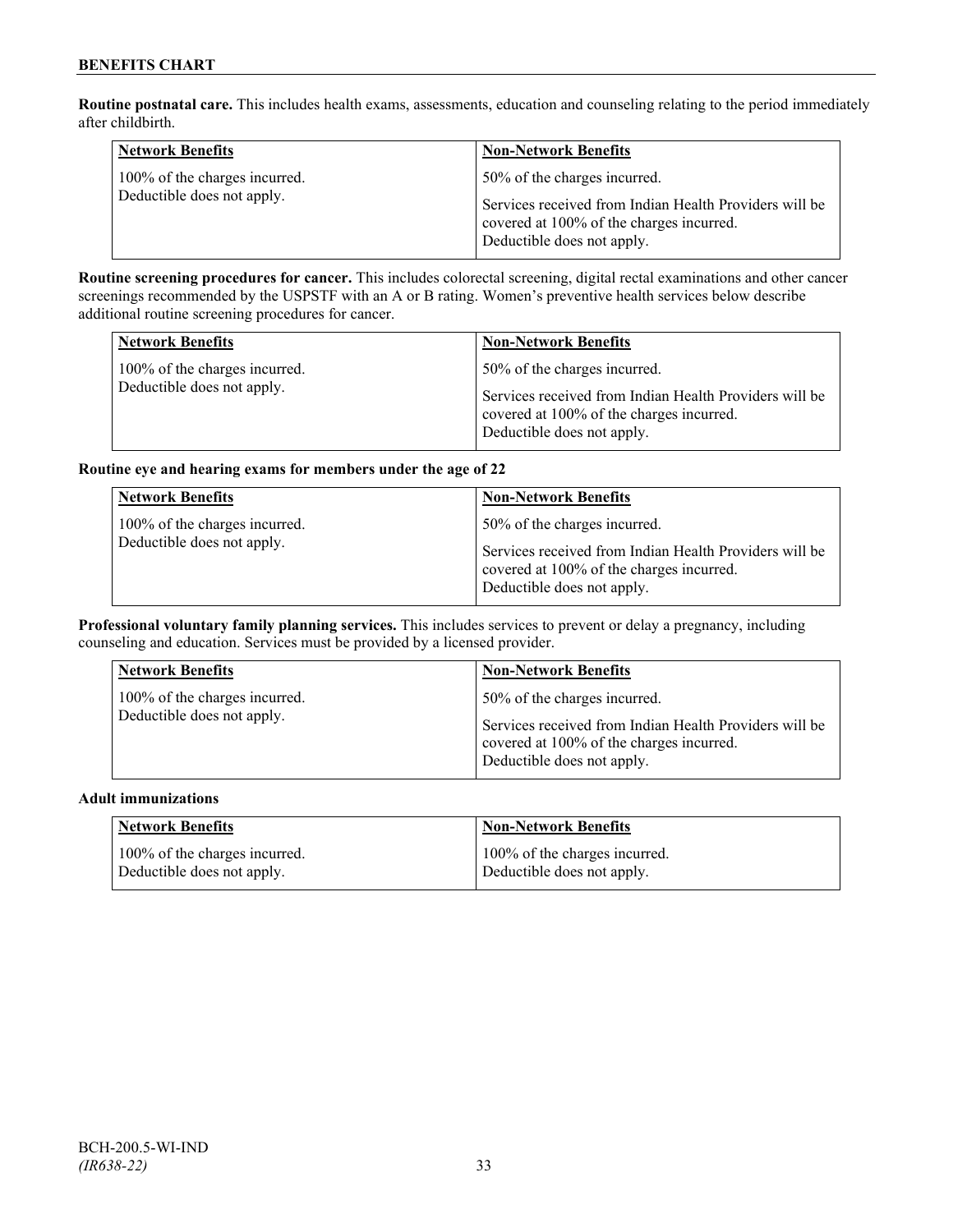**Routine postnatal care.** This includes health exams, assessments, education and counseling relating to the period immediately after childbirth.

| Network Benefits | Non-Network Benefits |
|---|---|
| 100% of the charges incurred.<br>Deductible does not apply. | 50% of the charges incurred.<br><br>Services received from Indian Health Providers will be covered at 100% of the charges incurred.<br>Deductible does not apply. |

**Routine screening procedures for cancer.** This includes colorectal screening, digital rectal examinations and other cancer screenings recommended by the USPSTF with an A or B rating. Women's preventive health services below describe additional routine screening procedures for cancer.

| Network Benefits | Non-Network Benefits |
|---|---|
| 100% of the charges incurred.<br>Deductible does not apply. | 50% of the charges incurred.<br><br>Services received from Indian Health Providers will be covered at 100% of the charges incurred.<br>Deductible does not apply. |

**Routine eye and hearing exams for members under the age of 22**

| Network Benefits | Non-Network Benefits |
|---|---|
| 100% of the charges incurred.<br>Deductible does not apply. | 50% of the charges incurred.<br><br>Services received from Indian Health Providers will be covered at 100% of the charges incurred.<br>Deductible does not apply. |

**Professional voluntary family planning services.** This includes services to prevent or delay a pregnancy, including counseling and education. Services must be provided by a licensed provider.

| Network Benefits | Non-Network Benefits |
|---|---|
| 100% of the charges incurred.<br>Deductible does not apply. | 50% of the charges incurred.<br><br>Services received from Indian Health Providers will be covered at 100% of the charges incurred.<br>Deductible does not apply. |

**Adult immunizations**

| Network Benefits | Non-Network Benefits |
|---|---|
| 100% of the charges incurred.<br>Deductible does not apply. | 100% of the charges incurred.<br>Deductible does not apply. |

BCH-200.5-WI-IND
*(IR638-22)*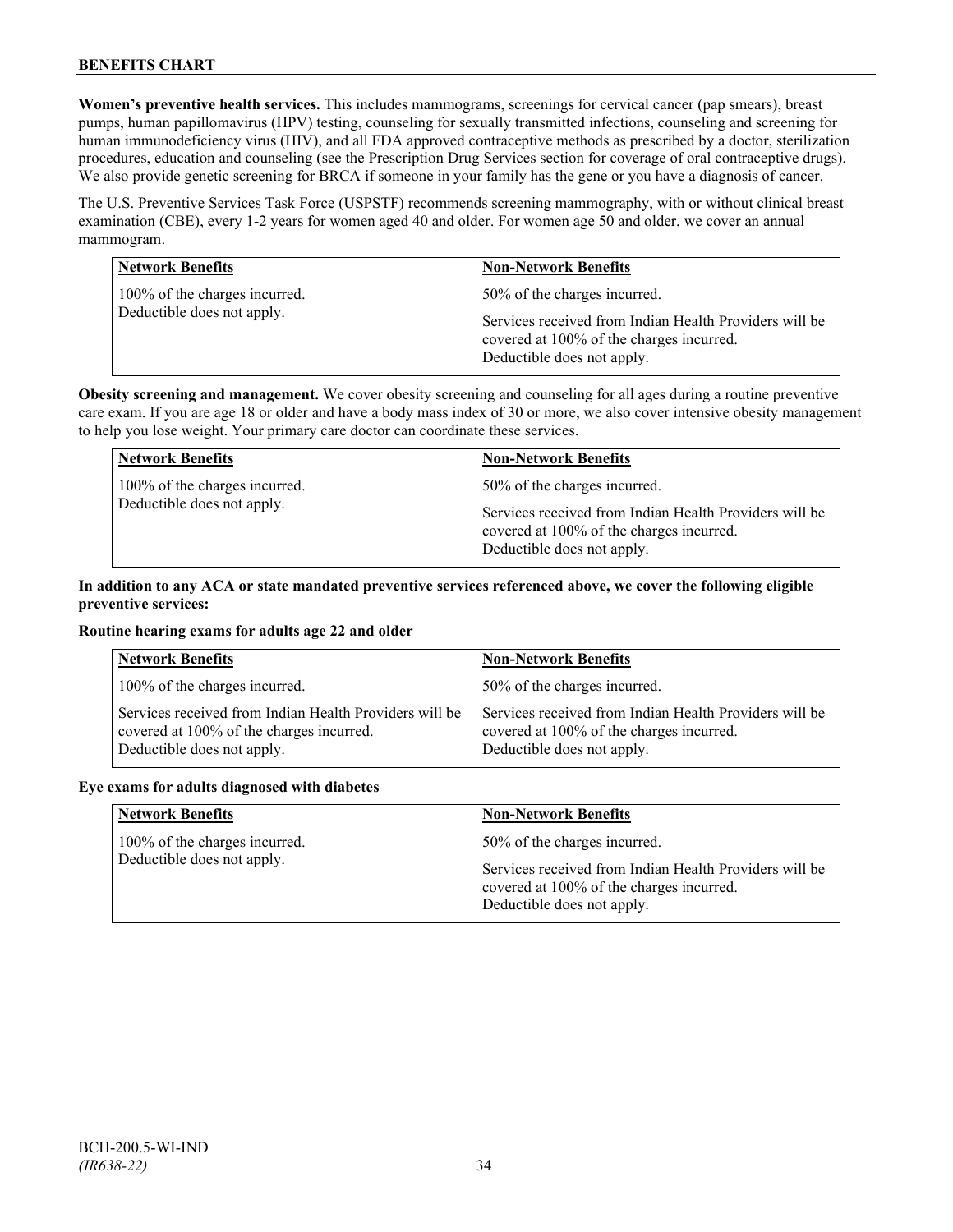**Women's preventive health services.** This includes mammograms, screenings for cervical cancer (pap smears), breast pumps, human papillomavirus (HPV) testing, counseling for sexually transmitted infections, counseling and screening for human immunodeficiency virus (HIV), and all FDA approved contraceptive methods as prescribed by a doctor, sterilization procedures, education and counseling (see the Prescription Drug Services section for coverage of oral contraceptive drugs). We also provide genetic screening for BRCA if someone in your family has the gene or you have a diagnosis of cancer.

The U.S. Preventive Services Task Force (USPSTF) recommends screening mammography, with or without clinical breast examination (CBE), every 1-2 years for women aged 40 and older. For women age 50 and older, we cover an annual mammogram.

| Network Benefits | Non-Network Benefits |
|---|---|
| 100% of the charges incurred.<br>Deductible does not apply. | 50% of the charges incurred.<br><br>Services received from Indian Health Providers will be covered at 100% of the charges incurred.<br>Deductible does not apply. |

**Obesity screening and management.** We cover obesity screening and counseling for all ages during a routine preventive care exam. If you are age 18 or older and have a body mass index of 30 or more, we also cover intensive obesity management to help you lose weight. Your primary care doctor can coordinate these services.

| Network Benefits | Non-Network Benefits |
|---|---|
| 100% of the charges incurred.<br>Deductible does not apply. | 50% of the charges incurred.<br><br>Services received from Indian Health Providers will be covered at 100% of the charges incurred.<br>Deductible does not apply. |

**In addition to any ACA or state mandated preventive services referenced above, we cover the following eligible preventive services:**

**Routine hearing exams for adults age 22 and older**

| Network Benefits | Non-Network Benefits |
|---|---|
| 100% of the charges incurred. | 50% of the charges incurred. |
| Services received from Indian Health Providers will be covered at 100% of the charges incurred.<br>Deductible does not apply. | Services received from Indian Health Providers will be covered at 100% of the charges incurred.<br>Deductible does not apply. |

**Eye exams for adults diagnosed with diabetes**

| Network Benefits | Non-Network Benefits |
|---|---|
| 100% of the charges incurred.<br>Deductible does not apply. | 50% of the charges incurred.<br><br>Services received from Indian Health Providers will be covered at 100% of the charges incurred.<br>Deductible does not apply. |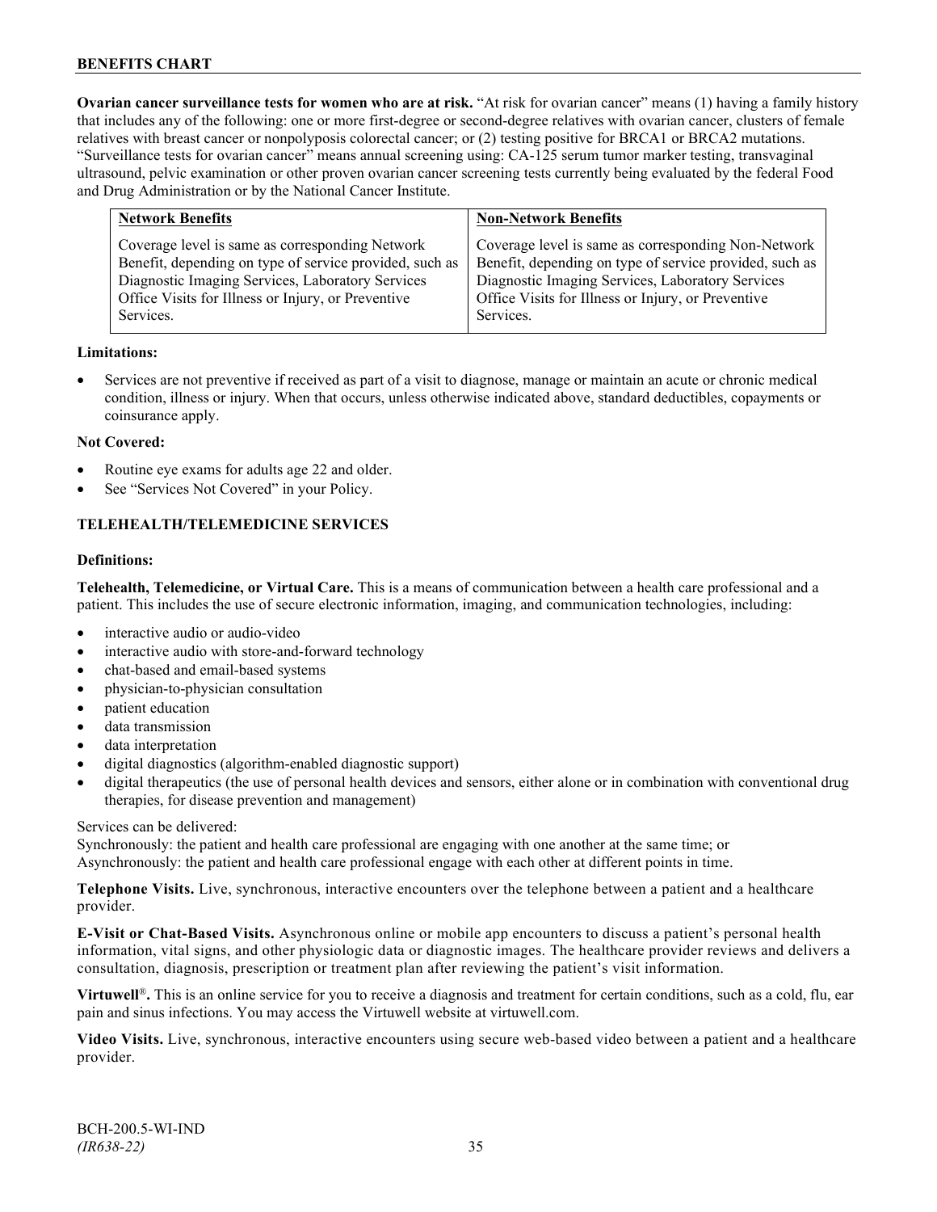**Ovarian cancer surveillance tests for women who are at risk.** "At risk for ovarian cancer" means (1) having a family history that includes any of the following: one or more first-degree or second-degree relatives with ovarian cancer, clusters of female relatives with breast cancer or nonpolyposis colorectal cancer; or (2) testing positive for BRCA1 or BRCA2 mutations. "Surveillance tests for ovarian cancer" means annual screening using: CA-125 serum tumor marker testing, transvaginal ultrasound, pelvic examination or other proven ovarian cancer screening tests currently being evaluated by the federal Food and Drug Administration or by the National Cancer Institute.

| Network Benefits | Non-Network Benefits |
|---|---|
| Coverage level is same as corresponding Network Benefit, depending on type of service provided, such as Diagnostic Imaging Services, Laboratory Services Office Visits for Illness or Injury, or Preventive Services. | Coverage level is same as corresponding Non-Network Benefit, depending on type of service provided, such as Diagnostic Imaging Services, Laboratory Services Office Visits for Illness or Injury, or Preventive Services. |

**Limitations:**

- Services are not preventive if received as part of a visit to diagnose, manage or maintain an acute or chronic medical condition, illness or injury. When that occurs, unless otherwise indicated above, standard deductibles, copayments or coinsurance apply.

**Not Covered:**

- Routine eye exams for adults age 22 and older.
- See "Services Not Covered" in your Policy.

## TELEHEALTH/TELEMEDICINE SERVICES

**Definitions:**

**Telehealth, Telemedicine, or Virtual Care.** This is a means of communication between a health care professional and a patient. This includes the use of secure electronic information, imaging, and communication technologies, including:

- interactive audio or audio-video
- interactive audio with store-and-forward technology
- chat-based and email-based systems
- physician-to-physician consultation
- patient education
- data transmission
- data interpretation
- digital diagnostics (algorithm-enabled diagnostic support)
- digital therapeutics (the use of personal health devices and sensors, either alone or in combination with conventional drug therapies, for disease prevention and management)

Services can be delivered:
Synchronously: the patient and health care professional are engaging with one another at the same time; or
Asynchronously: the patient and health care professional engage with each other at different points in time.

**Telephone Visits.** Live, synchronous, interactive encounters over the telephone between a patient and a healthcare provider.

**E-Visit or Chat-Based Visits.** Asynchronous online or mobile app encounters to discuss a patient's personal health information, vital signs, and other physiologic data or diagnostic images. The healthcare provider reviews and delivers a consultation, diagnosis, prescription or treatment plan after reviewing the patient's visit information.

**Virtuwell®.** This is an online service for you to receive a diagnosis and treatment for certain conditions, such as a cold, flu, ear pain and sinus infections. You may access the Virtuwell website at virtuwell.com.

**Video Visits.** Live, synchronous, interactive encounters using secure web-based video between a patient and a healthcare provider.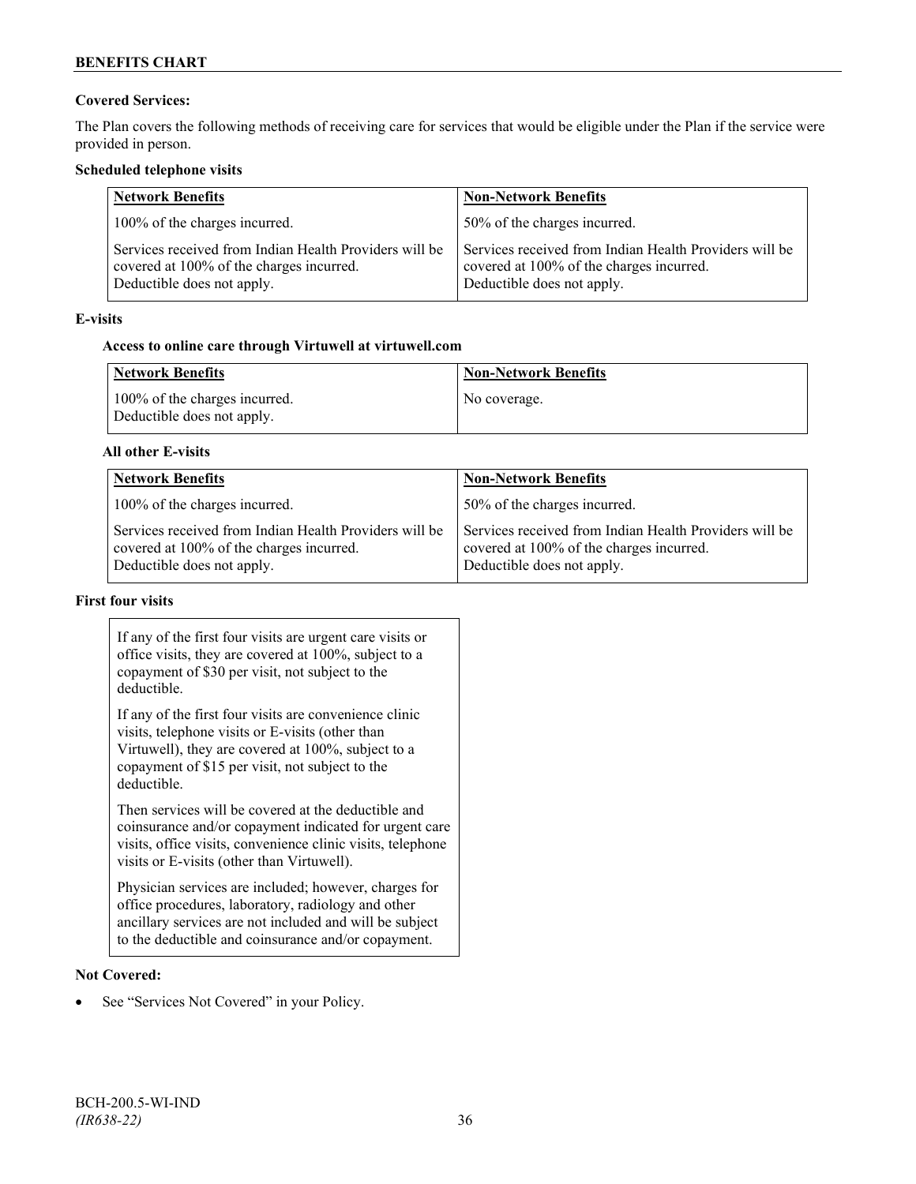**Covered Services:**

The Plan covers the following methods of receiving care for services that would be eligible under the Plan if the service were provided in person.

**Scheduled telephone visits**

| Network Benefits | Non-Network Benefits |
|---|---|
| 100% of the charges incurred. | 50% of the charges incurred. |
| Services received from Indian Health Providers will be covered at 100% of the charges incurred. Deductible does not apply. | Services received from Indian Health Providers will be covered at 100% of the charges incurred. Deductible does not apply. |

**E-visits**

**Access to online care through Virtuwell at virtuwell.com**

| Network Benefits | Non-Network Benefits |
|---|---|
| 100% of the charges incurred. Deductible does not apply. | No coverage. |

**All other E-visits**

| Network Benefits | Non-Network Benefits |
|---|---|
| 100% of the charges incurred. | 50% of the charges incurred. |
| Services received from Indian Health Providers will be covered at 100% of the charges incurred. Deductible does not apply. | Services received from Indian Health Providers will be covered at 100% of the charges incurred. Deductible does not apply. |

**First four visits**

If any of the first four visits are urgent care visits or office visits, they are covered at 100%, subject to a copayment of $30 per visit, not subject to the deductible.

If any of the first four visits are convenience clinic visits, telephone visits or E-visits (other than Virtuwell), they are covered at 100%, subject to a copayment of $15 per visit, not subject to the deductible.

Then services will be covered at the deductible and coinsurance and/or copayment indicated for urgent care visits, office visits, convenience clinic visits, telephone visits or E-visits (other than Virtuwell).

Physician services are included; however, charges for office procedures, laboratory, radiology and other ancillary services are not included and will be subject to the deductible and coinsurance and/or copayment.

**Not Covered:**

- See "Services Not Covered" in your Policy.

BCH-200.5-WI-IND
*(IR638-22)*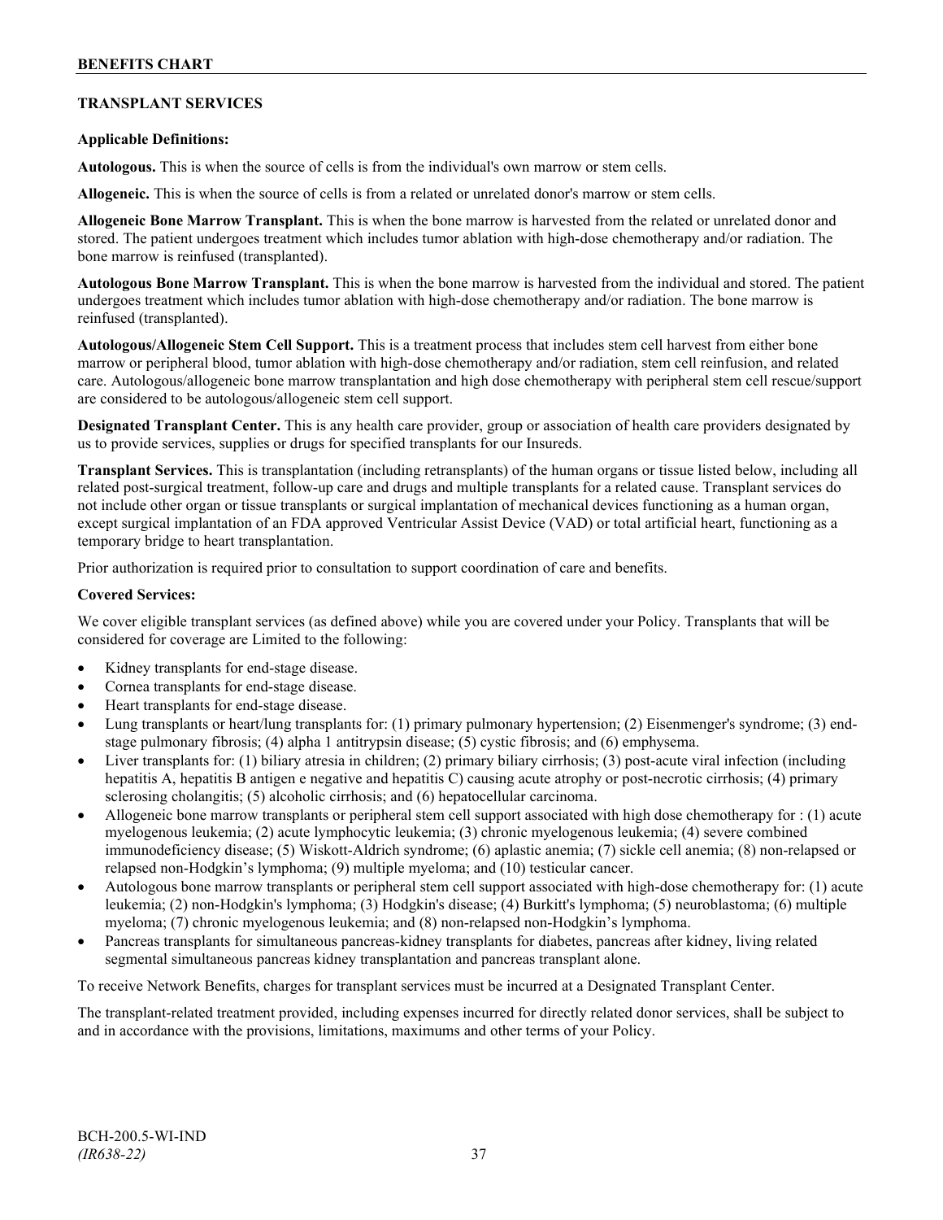## TRANSPLANT SERVICES

**Applicable Definitions:**

**Autologous.** This is when the source of cells is from the individual's own marrow or stem cells.

**Allogeneic.** This is when the source of cells is from a related or unrelated donor's marrow or stem cells.

**Allogeneic Bone Marrow Transplant.** This is when the bone marrow is harvested from the related or unrelated donor and stored. The patient undergoes treatment which includes tumor ablation with high-dose chemotherapy and/or radiation. The bone marrow is reinfused (transplanted).

**Autologous Bone Marrow Transplant.** This is when the bone marrow is harvested from the individual and stored. The patient undergoes treatment which includes tumor ablation with high-dose chemotherapy and/or radiation. The bone marrow is reinfused (transplanted).

**Autologous/Allogeneic Stem Cell Support.** This is a treatment process that includes stem cell harvest from either bone marrow or peripheral blood, tumor ablation with high-dose chemotherapy and/or radiation, stem cell reinfusion, and related care. Autologous/allogeneic bone marrow transplantation and high dose chemotherapy with peripheral stem cell rescue/support are considered to be autologous/allogeneic stem cell support.

**Designated Transplant Center.** This is any health care provider, group or association of health care providers designated by us to provide services, supplies or drugs for specified transplants for our Insureds.

**Transplant Services.** This is transplantation (including retransplants) of the human organs or tissue listed below, including all related post-surgical treatment, follow-up care and drugs and multiple transplants for a related cause. Transplant services do not include other organ or tissue transplants or surgical implantation of mechanical devices functioning as a human organ, except surgical implantation of an FDA approved Ventricular Assist Device (VAD) or total artificial heart, functioning as a temporary bridge to heart transplantation.

Prior authorization is required prior to consultation to support coordination of care and benefits.

**Covered Services:**

We cover eligible transplant services (as defined above) while you are covered under your Policy. Transplants that will be considered for coverage are Limited to the following:

- Kidney transplants for end-stage disease.
- Cornea transplants for end-stage disease.
- Heart transplants for end-stage disease.
- Lung transplants or heart/lung transplants for: (1) primary pulmonary hypertension; (2) Eisenmenger's syndrome; (3) end-stage pulmonary fibrosis; (4) alpha 1 antitrypsin disease; (5) cystic fibrosis; and (6) emphysema.
- Liver transplants for: (1) biliary atresia in children; (2) primary biliary cirrhosis; (3) post-acute viral infection (including hepatitis A, hepatitis B antigen e negative and hepatitis C) causing acute atrophy or post-necrotic cirrhosis; (4) primary sclerosing cholangitis; (5) alcoholic cirrhosis; and (6) hepatocellular carcinoma.
- Allogeneic bone marrow transplants or peripheral stem cell support associated with high dose chemotherapy for : (1) acute myelogenous leukemia; (2) acute lymphocytic leukemia; (3) chronic myelogenous leukemia; (4) severe combined immunodeficiency disease; (5) Wiskott-Aldrich syndrome; (6) aplastic anemia; (7) sickle cell anemia; (8) non-relapsed or relapsed non-Hodgkin's lymphoma; (9) multiple myeloma; and (10) testicular cancer.
- Autologous bone marrow transplants or peripheral stem cell support associated with high-dose chemotherapy for: (1) acute leukemia; (2) non-Hodgkin's lymphoma; (3) Hodgkin's disease; (4) Burkitt's lymphoma; (5) neuroblastoma; (6) multiple myeloma; (7) chronic myelogenous leukemia; and (8) non-relapsed non-Hodgkin's lymphoma.
- Pancreas transplants for simultaneous pancreas-kidney transplants for diabetes, pancreas after kidney, living related segmental simultaneous pancreas kidney transplantation and pancreas transplant alone.

To receive Network Benefits, charges for transplant services must be incurred at a Designated Transplant Center.

The transplant-related treatment provided, including expenses incurred for directly related donor services, shall be subject to and in accordance with the provisions, limitations, maximums and other terms of your Policy.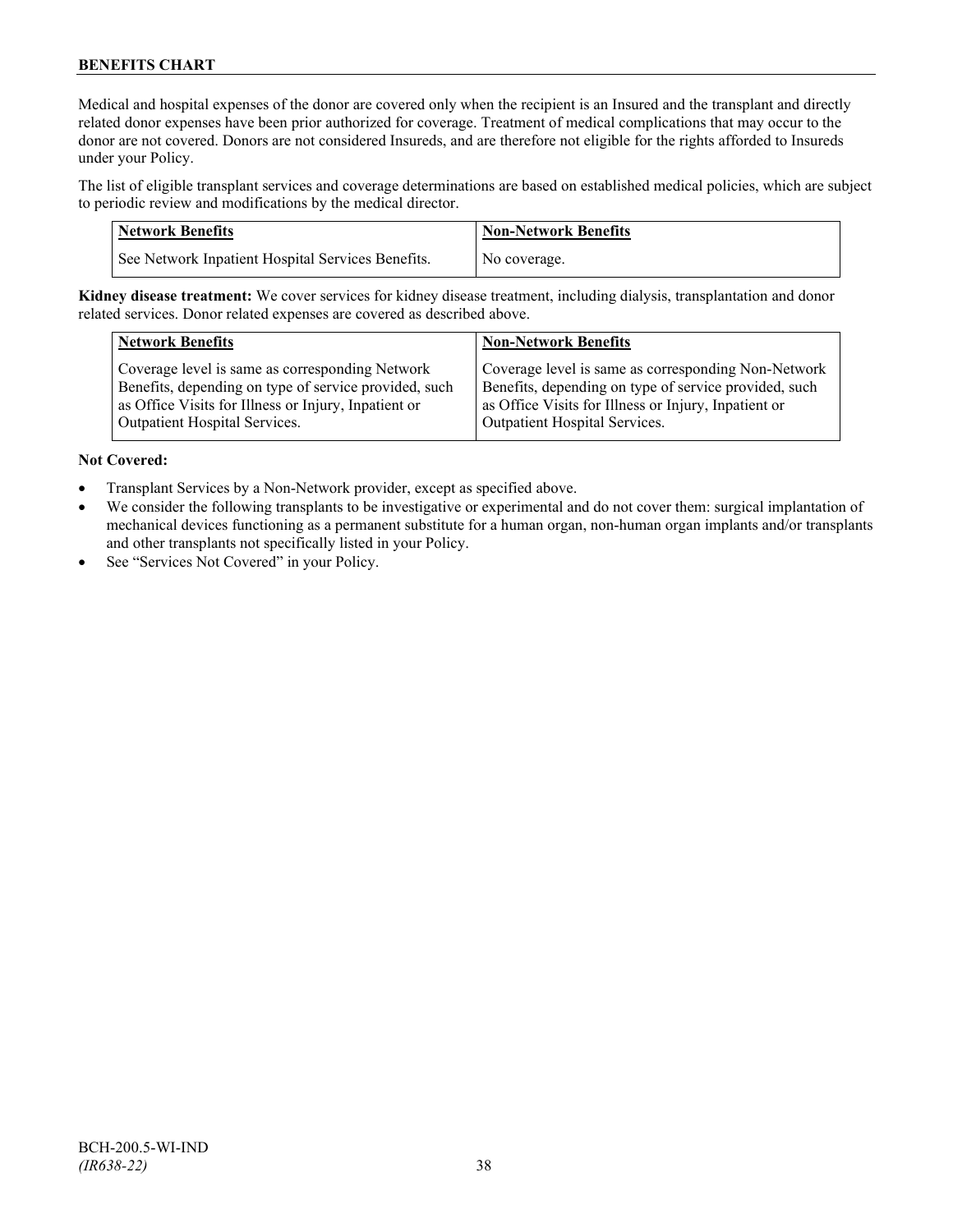Medical and hospital expenses of the donor are covered only when the recipient is an Insured and the transplant and directly related donor expenses have been prior authorized for coverage. Treatment of medical complications that may occur to the donor are not covered. Donors are not considered Insureds, and are therefore not eligible for the rights afforded to Insureds under your Policy.

The list of eligible transplant services and coverage determinations are based on established medical policies, which are subject to periodic review and modifications by the medical director.

| Network Benefits | Non-Network Benefits |
|---|---|
| See Network Inpatient Hospital Services Benefits. | No coverage. |

**Kidney disease treatment:** We cover services for kidney disease treatment, including dialysis, transplantation and donor related services. Donor related expenses are covered as described above.

| Network Benefits | Non-Network Benefits |
|---|---|
| Coverage level is same as corresponding Network Benefits, depending on type of service provided, such as Office Visits for Illness or Injury, Inpatient or Outpatient Hospital Services. | Coverage level is same as corresponding Non-Network Benefits, depending on type of service provided, such as Office Visits for Illness or Injury, Inpatient or Outpatient Hospital Services. |

**Not Covered:**

- Transplant Services by a Non-Network provider, except as specified above.
- We consider the following transplants to be investigative or experimental and do not cover them: surgical implantation of mechanical devices functioning as a permanent substitute for a human organ, non-human organ implants and/or transplants and other transplants not specifically listed in your Policy.
- See "Services Not Covered" in your Policy.

BCH-200.5-WI-IND
*(IR638-22)*